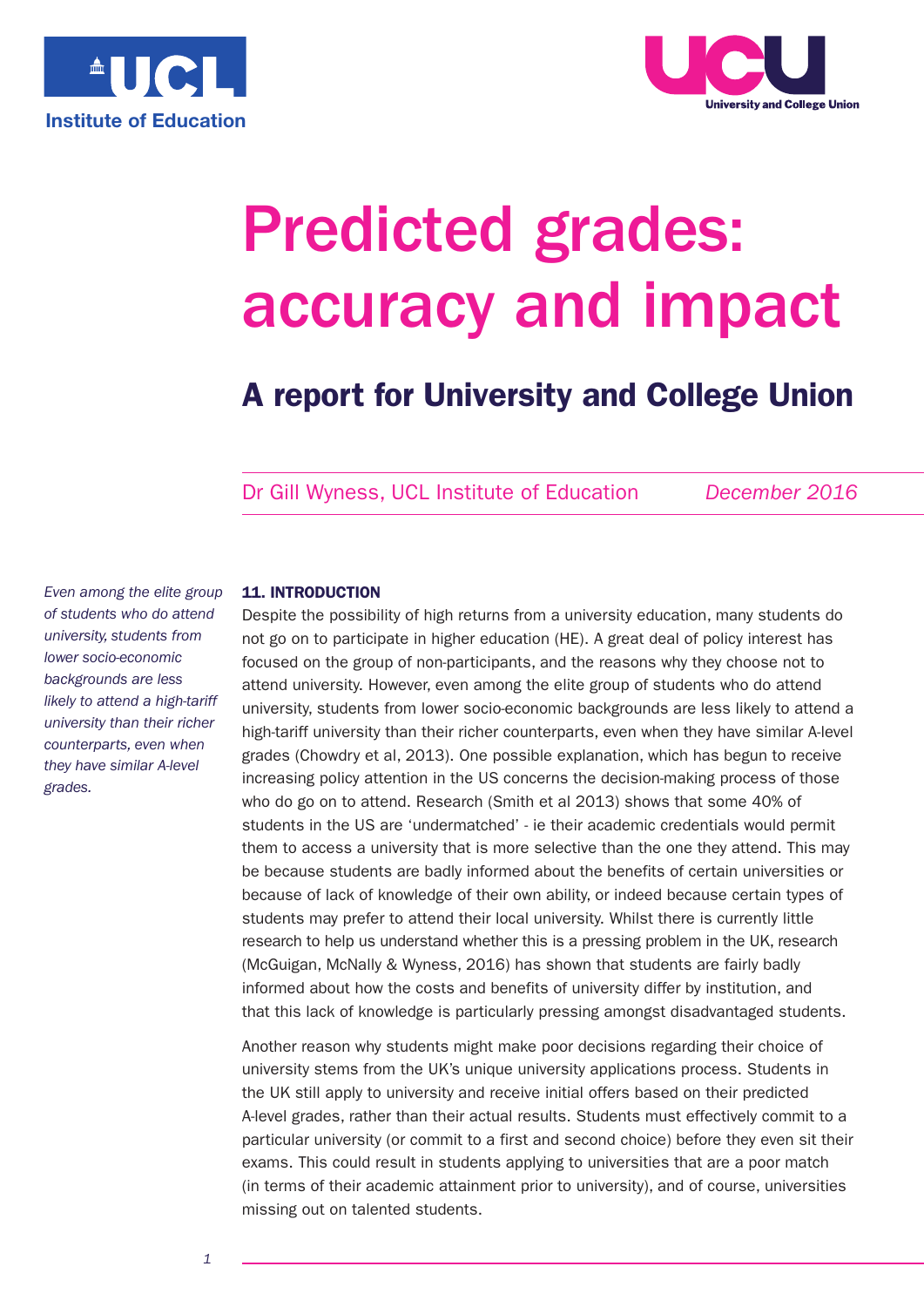UCL Institute of Education

UCU University and College Union

# Predicted grades: accuracy and impact

## A report for University and College Union

Dr Gill Wyness, UCL Institute of Education — *December 2016*

*Even among the elite group of students who do attend university, students from lower socio-economic backgrounds are less likely to attend a high-tariff university than their richer counterparts, even when they have similar A-level grades.*

### 11. INTRODUCTION

Despite the possibility of high returns from a university education, many students do not go on to participate in higher education (HE). A great deal of policy interest has focused on the group of non-participants, and the reasons why they choose not to attend university. However, even among the elite group of students who do attend university, students from lower socio-economic backgrounds are less likely to attend a high-tariff university than their richer counterparts, even when they have similar A-level grades (Chowdry et al, 2013). One possible explanation, which has begun to receive increasing policy attention in the US concerns the decision-making process of those who do go on to attend. Research (Smith et al 2013) shows that some 40% of students in the US are 'undermatched' - ie their academic credentials would permit them to access a university that is more selective than the one they attend. This may be because students are badly informed about the benefits of certain universities or because of lack of knowledge of their own ability, or indeed because certain types of students may prefer to attend their local university. Whilst there is currently little research to help us understand whether this is a pressing problem in the UK, research (McGuigan, McNally & Wyness, 2016) has shown that students are fairly badly informed about how the costs and benefits of university differ by institution, and that this lack of knowledge is particularly pressing amongst disadvantaged students.

Another reason why students might make poor decisions regarding their choice of university stems from the UK's unique university applications process. Students in the UK still apply to university and receive initial offers based on their predicted A-level grades, rather than their actual results. Students must effectively commit to a particular university (or commit to a first and second choice) before they even sit their exams. This could result in students applying to universities that are a poor match (in terms of their academic attainment prior to university), and of course, universities missing out on talented students.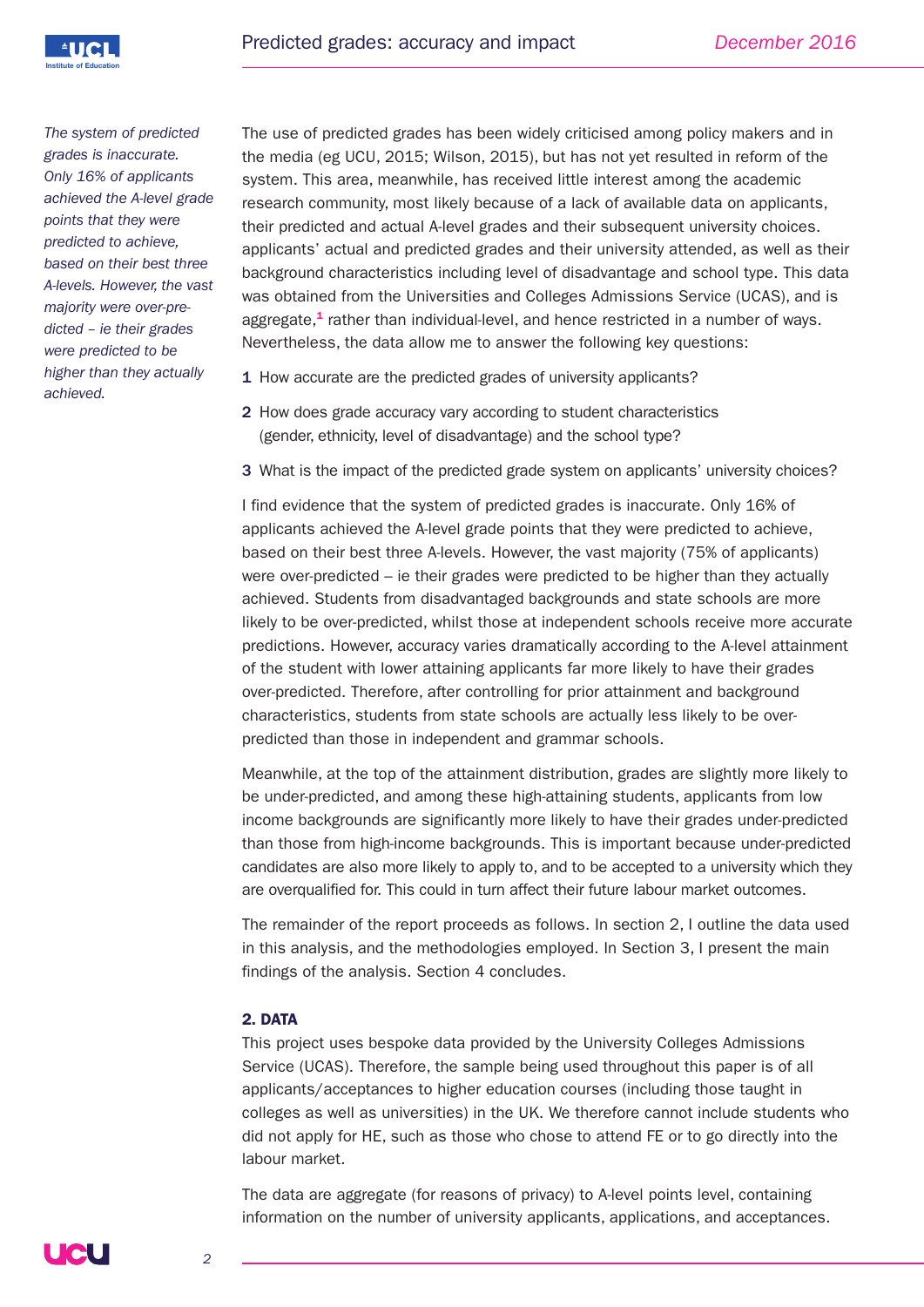*The system of predicted grades is inaccurate. Only 16% of applicants achieved the A-level grade points that they were predicted to achieve, based on their best three A-levels. However, the vast majority were over-predicted – ie their grades were predicted to be higher than they actually achieved.*

The use of predicted grades has been widely criticised among policy makers and in the media (eg UCU, 2015; Wilson, 2015), but has not yet resulted in reform of the system. This area, meanwhile, has received little interest among the academic research community, most likely because of a lack of available data on applicants, their predicted and actual A-level grades and their subsequent university choices. applicants' actual and predicted grades and their university attended, as well as their background characteristics including level of disadvantage and school type. This data was obtained from the Universities and Colleges Admissions Service (UCAS), and is aggregate,[1] rather than individual-level, and hence restricted in a number of ways. Nevertheless, the data allow me to answer the following key questions:

1. How accurate are the predicted grades of university applicants?
2. How does grade accuracy vary according to student characteristics (gender, ethnicity, level of disadvantage) and the school type?
3. What is the impact of the predicted grade system on applicants' university choices?

I find evidence that the system of predicted grades is inaccurate. Only 16% of applicants achieved the A-level grade points that they were predicted to achieve, based on their best three A-levels. However, the vast majority (75% of applicants) were over-predicted – ie their grades were predicted to be higher than they actually achieved. Students from disadvantaged backgrounds and state schools are more likely to be over-predicted, whilst those at independent schools receive more accurate predictions. However, accuracy varies dramatically according to the A-level attainment of the student with lower attaining applicants far more likely to have their grades over-predicted. Therefore, after controlling for prior attainment and background characteristics, students from state schools are actually less likely to be over-predicted than those in independent and grammar schools.

Meanwhile, at the top of the attainment distribution, grades are slightly more likely to be under-predicted, and among these high-attaining students, applicants from low income backgrounds are significantly more likely to have their grades under-predicted than those from high-income backgrounds. This is important because under-predicted candidates are also more likely to apply to, and to be accepted to a university which they are overqualified for. This could in turn affect their future labour market outcomes.

The remainder of the report proceeds as follows. In section 2, I outline the data used in this analysis, and the methodologies employed. In Section 3, I present the main findings of the analysis. Section 4 concludes.

## 2. DATA

This project uses bespoke data provided by the University Colleges Admissions Service (UCAS). Therefore, the sample being used throughout this paper is of all applicants/acceptances to higher education courses (including those taught in colleges as well as universities) in the UK. We therefore cannot include students who did not apply for HE, such as those who chose to attend FE or to go directly into the labour market.

The data are aggregate (for reasons of privacy) to A-level points level, containing information on the number of university applicants, applications, and acceptances.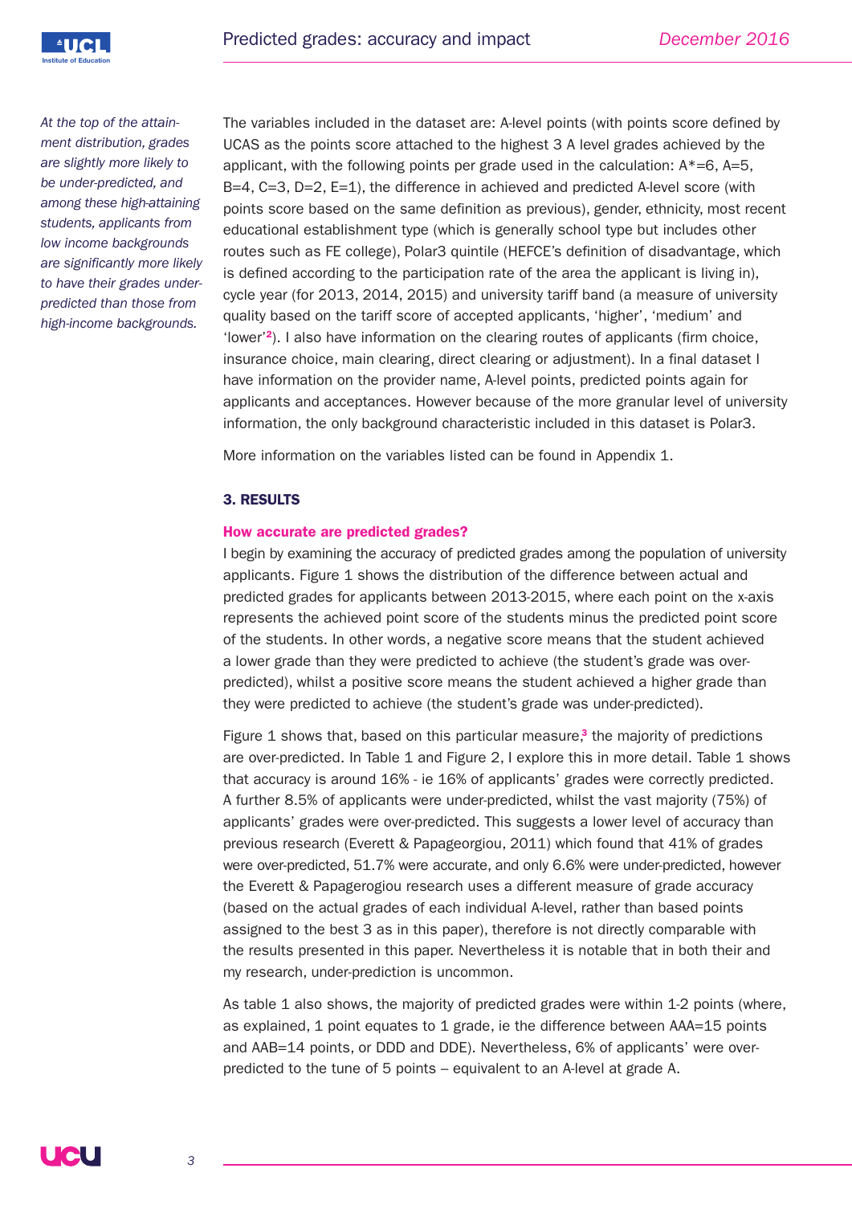*At the top of the attainment distribution, grades are slightly more likely to be under-predicted, and among these high-attaining students, applicants from low income backgrounds are significantly more likely to have their grades under-predicted than those from high-income backgrounds.*

The variables included in the dataset are: A-level points (with points score defined by UCAS as the points score attached to the highest 3 A level grades achieved by the applicant, with the following points per grade used in the calculation: A*=6, A=5, B=4, C=3, D=2, E=1), the difference in achieved and predicted A-level score (with points score based on the same definition as previous), gender, ethnicity, most recent educational establishment type (which is generally school type but includes other routes such as FE college), Polar3 quintile (HEFCE's definition of disadvantage, which is defined according to the participation rate of the area the applicant is living in), cycle year (for 2013, 2014, 2015) and university tariff band (a measure of university quality based on the tariff score of accepted applicants, 'higher', 'medium' and 'lower'[2]). I also have information on the clearing routes of applicants (firm choice, insurance choice, main clearing, direct clearing or adjustment). In a final dataset I have information on the provider name, A-level points, predicted points again for applicants and acceptances. However because of the more granular level of university information, the only background characteristic included in this dataset is Polar3.

More information on the variables listed can be found in Appendix 1.

## 3. RESULTS

### How accurate are predicted grades?

I begin by examining the accuracy of predicted grades among the population of university applicants. Figure 1 shows the distribution of the difference between actual and predicted grades for applicants between 2013-2015, where each point on the x-axis represents the achieved point score of the students minus the predicted point score of the students. In other words, a negative score means that the student achieved a lower grade than they were predicted to achieve (the student's grade was over-predicted), whilst a positive score means the student achieved a higher grade than they were predicted to achieve (the student's grade was under-predicted).

Figure 1 shows that, based on this particular measure,[3] the majority of predictions are over-predicted. In Table 1 and Figure 2, I explore this in more detail. Table 1 shows that accuracy is around 16% - ie 16% of applicants' grades were correctly predicted. A further 8.5% of applicants were under-predicted, whilst the vast majority (75%) of applicants' grades were over-predicted. This suggests a lower level of accuracy than previous research (Everett & Papageorgiou, 2011) which found that 41% of grades were over-predicted, 51.7% were accurate, and only 6.6% were under-predicted, however the Everett & Papagerogiou research uses a different measure of grade accuracy (based on the actual grades of each individual A-level, rather than based points assigned to the best 3 as in this paper), therefore is not directly comparable with the results presented in this paper. Nevertheless it is notable that in both their and my research, under-prediction is uncommon.

As table 1 also shows, the majority of predicted grades were within 1-2 points (where, as explained, 1 point equates to 1 grade, ie the difference between AAA=15 points and AAB=14 points, or DDD and DDE). Nevertheless, 6% of applicants' were over-predicted to the tune of 5 points – equivalent to an A-level at grade A.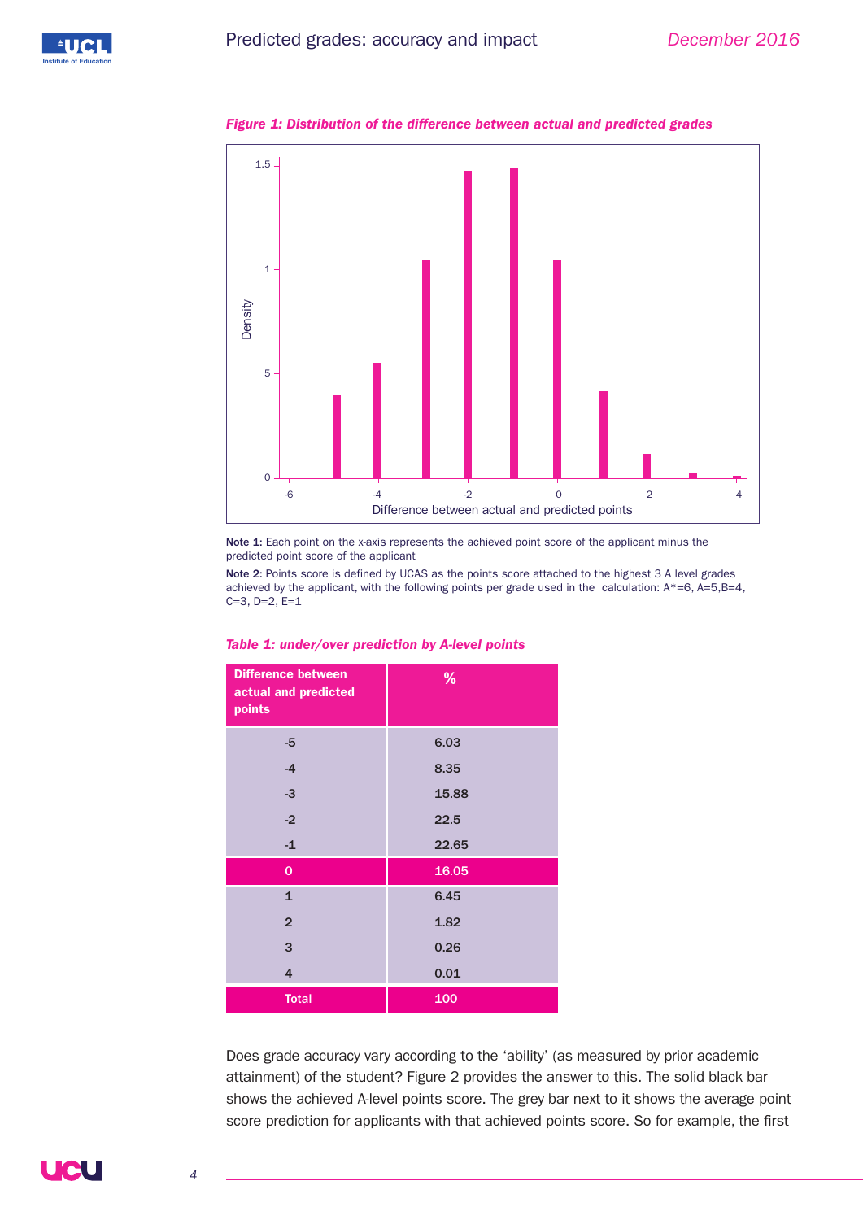*Figure 1: Distribution of the difference between actual and predicted grades*

**Note 1**: Each point on the x-axis represents the achieved point score of the applicant minus the predicted point score of the applicant

**Note 2**: Points score is defined by UCAS as the points score attached to the highest 3 A level grades achieved by the applicant, with the following points per grade used in the calculation: A*=6, A=5,B=4, C=3, D=2, E=1

*Table 1: under/over prediction by A-level points*

| Difference between actual and predicted points | % |
|---|---|
| -5 | 6.03 |
| -4 | 8.35 |
| -3 | 15.88 |
| -2 | 22.5 |
| -1 | 22.65 |
| 0 | 16.05 |
| 1 | 6.45 |
| 2 | 1.82 |
| 3 | 0.26 |
| 4 | 0.01 |
| Total | 100 |

Does grade accuracy vary according to the 'ability' (as measured by prior academic attainment) of the student? Figure 2 provides the answer to this. The solid black bar shows the achieved A-level points score. The grey bar next to it shows the average point score prediction for applicants with that achieved points score. So for example, the first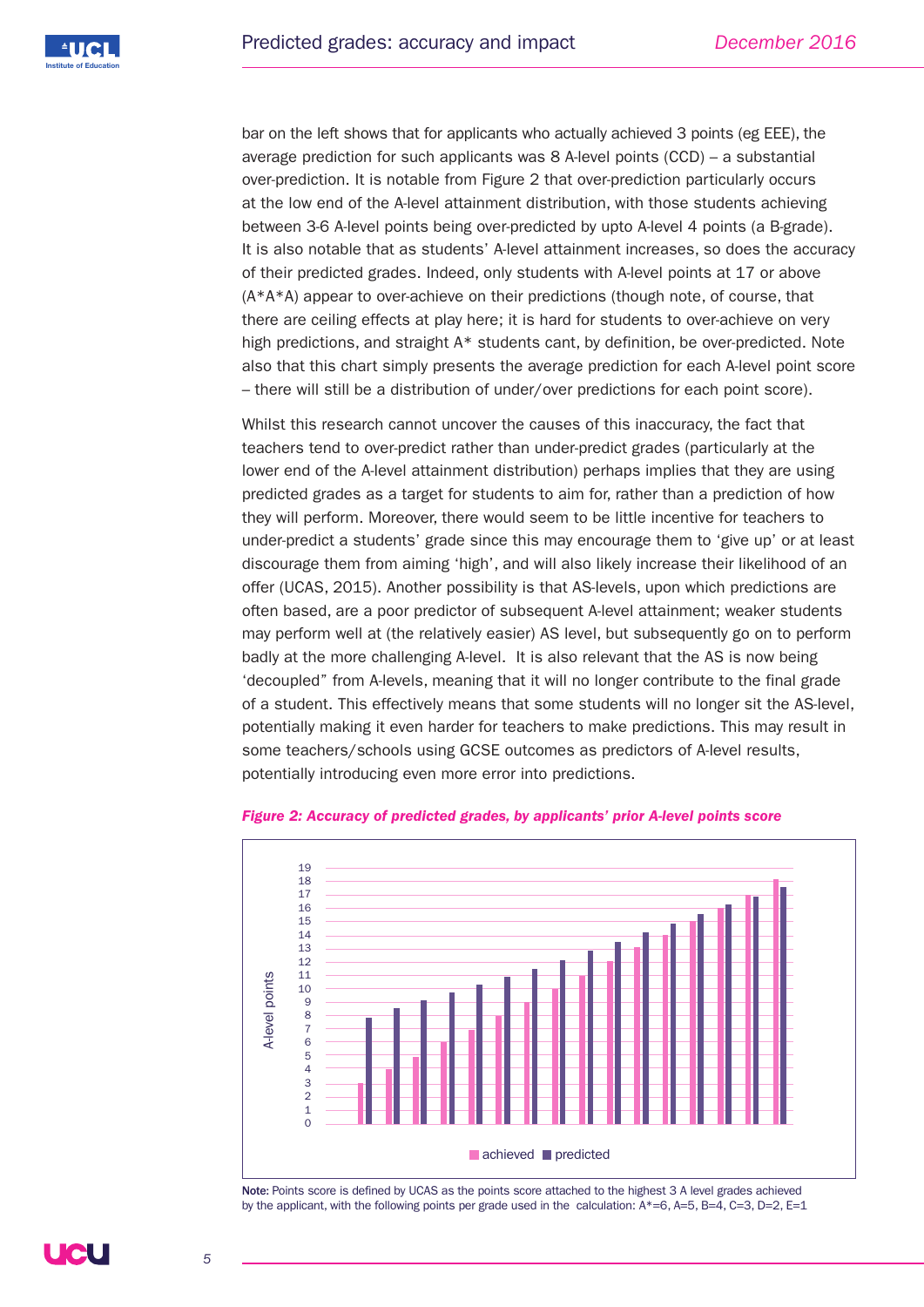bar on the left shows that for applicants who actually achieved 3 points (eg EEE), the average prediction for such applicants was 8 A-level points (CCD) – a substantial over-prediction. It is notable from Figure 2 that over-prediction particularly occurs at the low end of the A-level attainment distribution, with those students achieving between 3-6 A-level points being over-predicted by upto A-level 4 points (a B-grade). It is also notable that as students' A-level attainment increases, so does the accuracy of their predicted grades. Indeed, only students with A-level points at 17 or above (A*A*A) appear to over-achieve on their predictions (though note, of course, that there are ceiling effects at play here; it is hard for students to over-achieve on very high predictions, and straight A* students cant, by definition, be over-predicted. Note also that this chart simply presents the average prediction for each A-level point score – there will still be a distribution of under/over predictions for each point score).

Whilst this research cannot uncover the causes of this inaccuracy, the fact that teachers tend to over-predict rather than under-predict grades (particularly at the lower end of the A-level attainment distribution) perhaps implies that they are using predicted grades as a target for students to aim for, rather than a prediction of how they will perform. Moreover, there would seem to be little incentive for teachers to under-predict a students' grade since this may encourage them to 'give up' or at least discourage them from aiming 'high', and will also likely increase their likelihood of an offer (UCAS, 2015). Another possibility is that AS-levels, upon which predictions are often based, are a poor predictor of subsequent A-level attainment; weaker students may perform well at (the relatively easier) AS level, but subsequently go on to perform badly at the more challenging A-level. It is also relevant that the AS is now being 'decoupled" from A-levels, meaning that it will no longer contribute to the final grade of a student. This effectively means that some students will no longer sit the AS-level, potentially making it even harder for teachers to make predictions. This may result in some teachers/schools using GCSE outcomes as predictors of A-level results, potentially introducing even more error into predictions.

***Figure 2: Accuracy of predicted grades, by applicants' prior A-level points score***

**Note:** Points score is defined by UCAS as the points score attached to the highest 3 A level grades achieved by the applicant, with the following points per grade used in the calculation: A*=6, A=5, B=4, C=3, D=2, E=1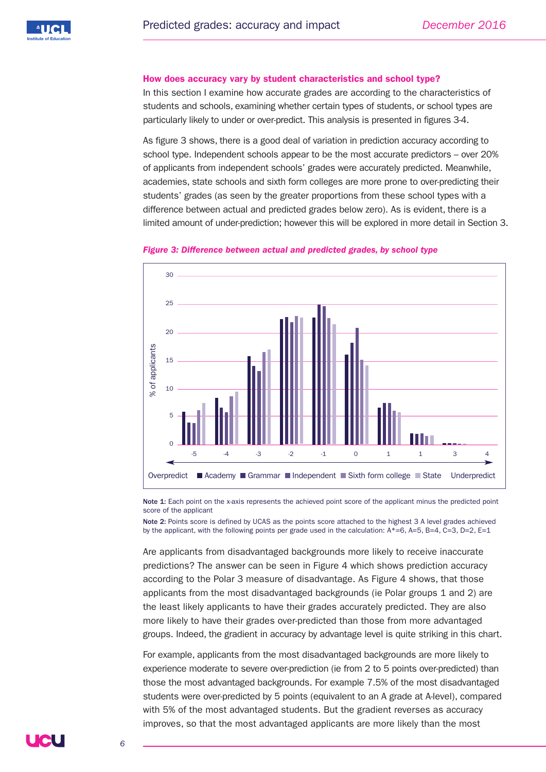### How does accuracy vary by student characteristics and school type?

In this section I examine how accurate grades are according to the characteristics of students and schools, examining whether certain types of students, or school types are particularly likely to under or over-predict. This analysis is presented in figures 3-4.

As figure 3 shows, there is a good deal of variation in prediction accuracy according to school type. Independent schools appear to be the most accurate predictors – over 20% of applicants from independent schools' grades were accurately predicted. Meanwhile, academies, state schools and sixth form colleges are more prone to over-predicting their students' grades (as seen by the greater proportions from these school types with a difference between actual and predicted grades below zero). As is evident, there is a limited amount of under-prediction; however this will be explored in more detail in Section 3.

*Figure 3: Difference between actual and predicted grades, by school type*

**Note 1:** Each point on the x-axis represents the achieved point score of the applicant minus the predicted point score of the applicant

**Note 2:** Points score is defined by UCAS as the points score attached to the highest 3 A level grades achieved by the applicant, with the following points per grade used in the calculation: A*=6, A=5, B=4, C=3, D=2, E=1

Are applicants from disadvantaged backgrounds more likely to receive inaccurate predictions? The answer can be seen in Figure 4 which shows prediction accuracy according to the Polar 3 measure of disadvantage. As Figure 4 shows, that those applicants from the most disadvantaged backgrounds (ie Polar groups 1 and 2) are the least likely applicants to have their grades accurately predicted. They are also more likely to have their grades over-predicted than those from more advantaged groups. Indeed, the gradient in accuracy by advantage level is quite striking in this chart.

For example, applicants from the most disadvantaged backgrounds are more likely to experience moderate to severe over-prediction (ie from 2 to 5 points over-predicted) than those the most advantaged backgrounds. For example 7.5% of the most disadvantaged students were over-predicted by 5 points (equivalent to an A grade at A-level), compared with 5% of the most advantaged students. But the gradient reverses as accuracy improves, so that the most advantaged applicants are more likely than the most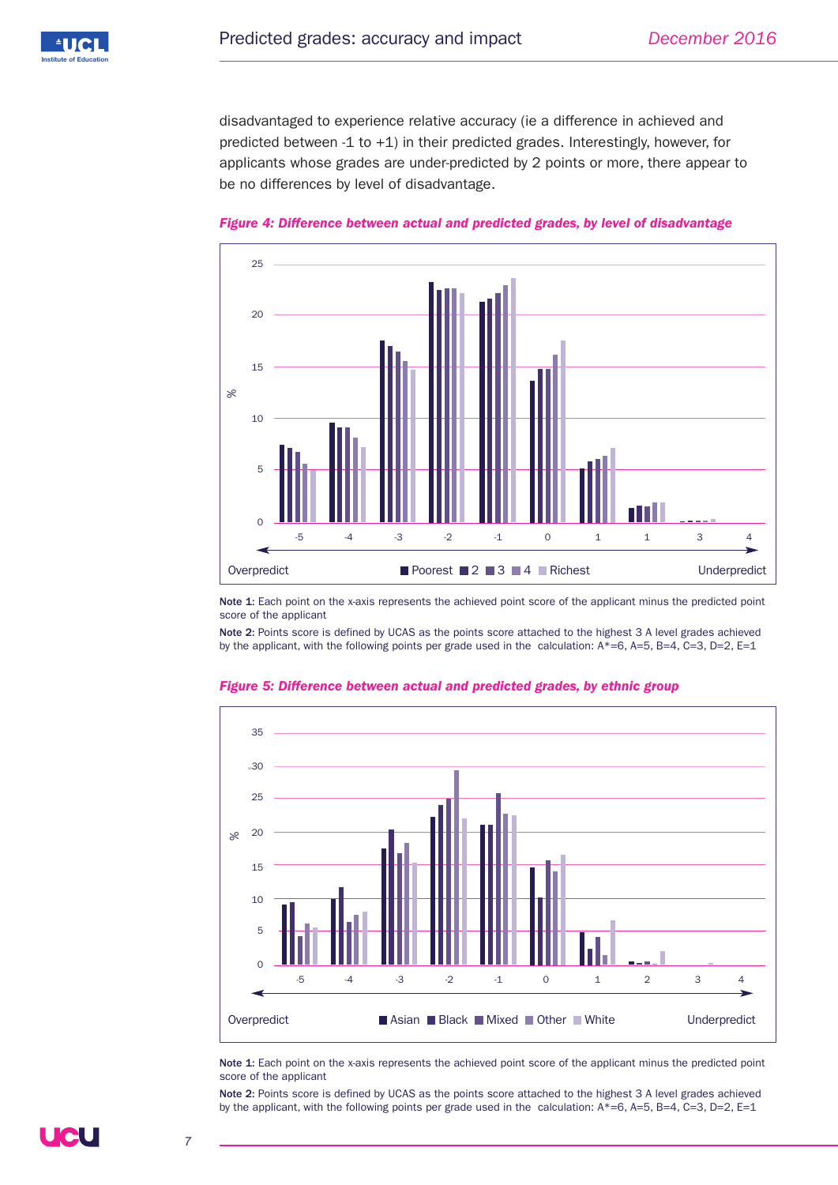disadvantaged to experience relative accuracy (ie a difference in achieved and predicted between -1 to +1) in their predicted grades. Interestingly, however, for applicants whose grades are under-predicted by 2 points or more, there appear to be no differences by level of disadvantage.

***Figure 4: Difference between actual and predicted grades, by level of disadvantage***

**Note 1:** Each point on the x-axis represents the achieved point score of the applicant minus the predicted point score of the applicant

**Note 2:** Points score is defined by UCAS as the points score attached to the highest 3 A level grades achieved by the applicant, with the following points per grade used in the calculation: A*=6, A=5, B=4, C=3, D=2, E=1

***Figure 5: Difference between actual and predicted grades, by ethnic group***

**Note 1:** Each point on the x-axis represents the achieved point score of the applicant minus the predicted point score of the applicant

**Note 2:** Points score is defined by UCAS as the points score attached to the highest 3 A level grades achieved by the applicant, with the following points per grade used in the calculation: A*=6, A=5, B=4, C=3, D=2, E=1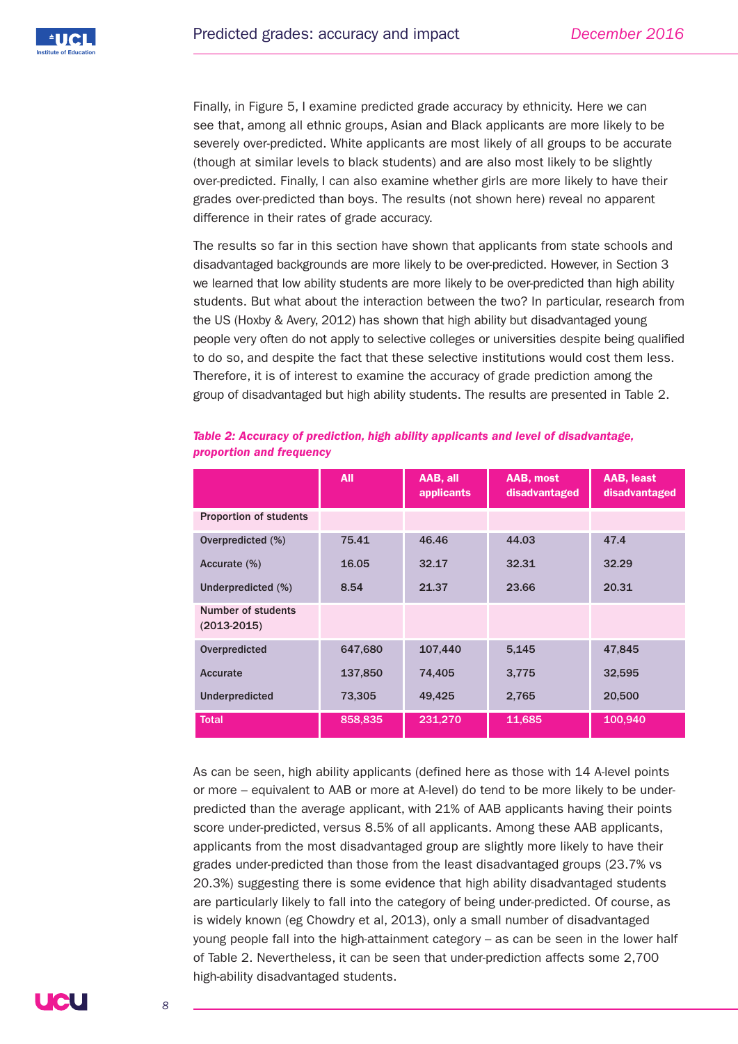Finally, in Figure 5, I examine predicted grade accuracy by ethnicity. Here we can see that, among all ethnic groups, Asian and Black applicants are more likely to be severely over-predicted. White applicants are most likely of all groups to be accurate (though at similar levels to black students) and are also most likely to be slightly over-predicted. Finally, I can also examine whether girls are more likely to have their grades over-predicted than boys. The results (not shown here) reveal no apparent difference in their rates of grade accuracy.

The results so far in this section have shown that applicants from state schools and disadvantaged backgrounds are more likely to be over-predicted. However, in Section 3 we learned that low ability students are more likely to be over-predicted than high ability students. But what about the interaction between the two? In particular, research from the US (Hoxby & Avery, 2012) has shown that high ability but disadvantaged young people very often do not apply to selective colleges or universities despite being qualified to do so, and despite the fact that these selective institutions would cost them less. Therefore, it is of interest to examine the accuracy of grade prediction among the group of disadvantaged but high ability students. The results are presented in Table 2.

*Table 2: Accuracy of prediction, high ability applicants and level of disadvantage, proportion and frequency*

| | All | AAB, all applicants | AAB, most disadvantaged | AAB, least disadvantaged |
|---|---|---|---|---|
| **Proportion of students** | | | | |
| Overpredicted (%) | 75.41 | 46.46 | 44.03 | 47.4 |
| Accurate (%) | 16.05 | 32.17 | 32.31 | 32.29 |
| Underpredicted (%) | 8.54 | 21.37 | 23.66 | 20.31 |
| **Number of students (2013-2015)** | | | | |
| Overpredicted | 647,680 | 107,440 | 5,145 | 47,845 |
| Accurate | 137,850 | 74,405 | 3,775 | 32,595 |
| Underpredicted | 73,305 | 49,425 | 2,765 | 20,500 |
| **Total** | 858,835 | 231,270 | 11,685 | 100,940 |

As can be seen, high ability applicants (defined here as those with 14 A-level points or more – equivalent to AAB or more at A-level) do tend to be more likely to be under-predicted than the average applicant, with 21% of AAB applicants having their points score under-predicted, versus 8.5% of all applicants. Among these AAB applicants, applicants from the most disadvantaged group are slightly more likely to have their grades under-predicted than those from the least disadvantaged groups (23.7% vs 20.3%) suggesting there is some evidence that high ability disadvantaged students are particularly likely to fall into the category of being under-predicted. Of course, as is widely known (eg Chowdry et al, 2013), only a small number of disadvantaged young people fall into the high-attainment category – as can be seen in the lower half of Table 2. Nevertheless, it can be seen that under-prediction affects some 2,700 high-ability disadvantaged students.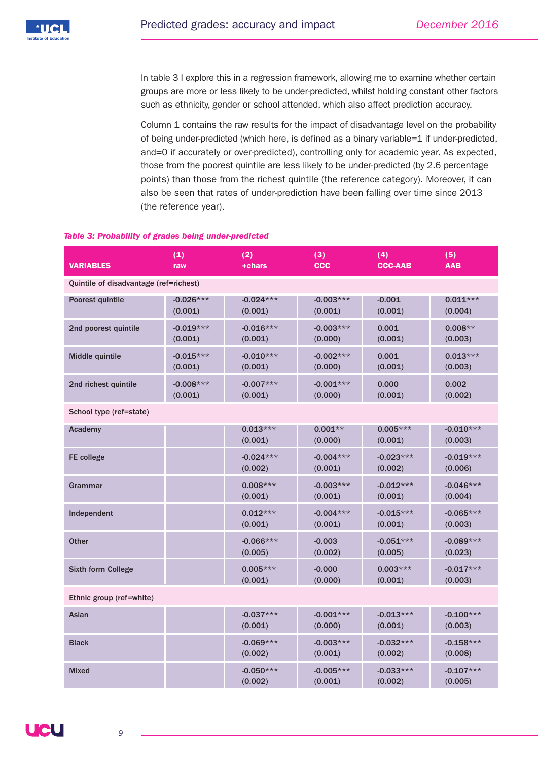In table 3 I explore this in a regression framework, allowing me to examine whether certain groups are more or less likely to be under-predicted, whilst holding constant other factors such as ethnicity, gender or school attended, which also affect prediction accuracy.

Column 1 contains the raw results for the impact of disadvantage level on the probability of being under-predicted (which here, is defined as a binary variable=1 if under-predicted, and=0 if accurately or over-predicted), controlling only for academic year. As expected, those from the poorest quintile are less likely to be under-predicted (by 2.6 percentage points) than those from the richest quintile (the reference category). Moreover, it can also be seen that rates of under-prediction have been falling over time since 2013 (the reference year).

*Table 3: Probability of grades being under-predicted*

| VARIABLES | (1) raw | (2) +chars | (3) CCC | (4) CCC-AAB | (5) AAB |
|---|---|---|---|---|---|
| Quintile of disadvantage (ref=richest) | | | | | |
| Poorest quintile | -0.026*** (0.001) | -0.024*** (0.001) | -0.003*** (0.001) | -0.001 (0.001) | 0.011*** (0.004) |
| 2nd poorest quintile | -0.019*** (0.001) | -0.016*** (0.001) | -0.003*** (0.000) | 0.001 (0.001) | 0.008** (0.003) |
| Middle quintile | -0.015*** (0.001) | -0.010*** (0.001) | -0.002*** (0.000) | 0.001 (0.001) | 0.013*** (0.003) |
| 2nd richest quintile | -0.008*** (0.001) | -0.007*** (0.001) | -0.001*** (0.000) | 0.000 (0.001) | 0.002 (0.002) |
| School type (ref=state) | | | | | |
| Academy | | 0.013*** (0.001) | 0.001** (0.000) | 0.005*** (0.001) | -0.010*** (0.003) |
| FE college | | -0.024*** (0.002) | -0.004*** (0.001) | -0.023*** (0.002) | -0.019*** (0.006) |
| Grammar | | 0.008*** (0.001) | -0.003*** (0.001) | -0.012*** (0.001) | -0.046*** (0.004) |
| Independent | | 0.012*** (0.001) | -0.004*** (0.001) | -0.015*** (0.001) | -0.065*** (0.003) |
| Other | | -0.066*** (0.005) | -0.003 (0.002) | -0.051*** (0.005) | -0.089*** (0.023) |
| Sixth form College | | 0.005*** (0.001) | -0.000 (0.000) | 0.003*** (0.001) | -0.017*** (0.003) |
| Ethnic group (ref=white) | | | | | |
| Asian | | -0.037*** (0.001) | -0.001*** (0.000) | -0.013*** (0.001) | -0.100*** (0.003) |
| Black | | -0.069*** (0.002) | -0.003*** (0.001) | -0.032*** (0.002) | -0.158*** (0.008) |
| Mixed | | -0.050*** (0.002) | -0.005*** (0.001) | -0.033*** (0.002) | -0.107*** (0.005) |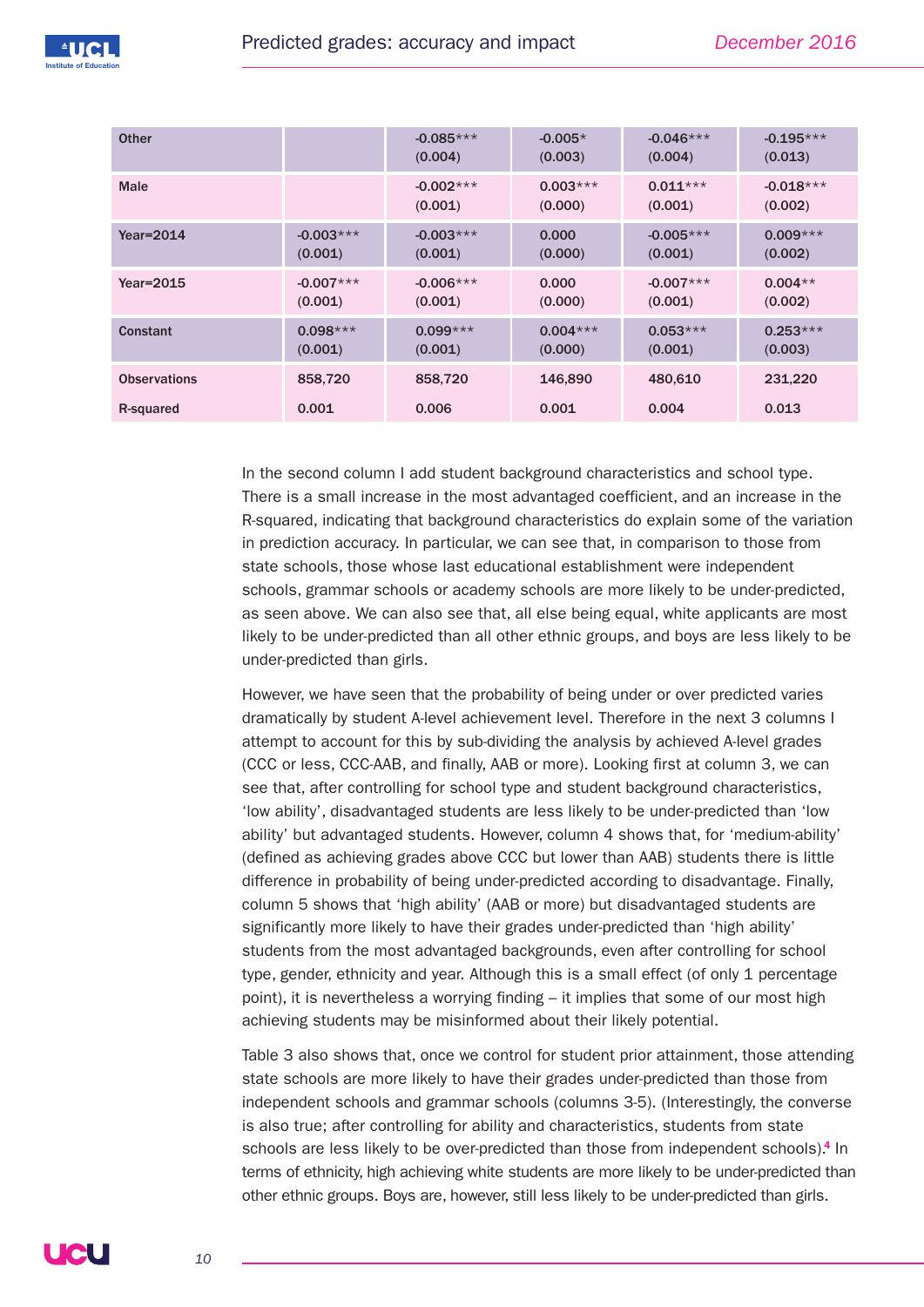| Other | | -0.085*** (0.004) | -0.005* (0.003) | -0.046*** (0.004) | -0.195*** (0.013) |
|---|---|---|---|---|---|
| Male | | -0.002*** (0.001) | 0.003*** (0.000) | 0.011*** (0.001) | -0.018*** (0.002) |
| Year=2014 | -0.003*** (0.001) | -0.003*** (0.001) | 0.000 (0.000) | -0.005*** (0.001) | 0.009*** (0.002) |
| Year=2015 | -0.007*** (0.001) | -0.006*** (0.001) | 0.000 (0.000) | -0.007*** (0.001) | 0.004** (0.002) |
| Constant | 0.098*** (0.001) | 0.099*** (0.001) | 0.004*** (0.000) | 0.053*** (0.001) | 0.253*** (0.003) |
| Observations | 858,720 | 858,720 | 146,890 | 480,610 | 231,220 |
| R-squared | 0.001 | 0.006 | 0.001 | 0.004 | 0.013 |

In the second column I add student background characteristics and school type. There is a small increase in the most advantaged coefficient, and an increase in the R-squared, indicating that background characteristics do explain some of the variation in prediction accuracy. In particular, we can see that, in comparison to those from state schools, those whose last educational establishment were independent schools, grammar schools or academy schools are more likely to be under-predicted, as seen above. We can also see that, all else being equal, white applicants are most likely to be under-predicted than all other ethnic groups, and boys are less likely to be under-predicted than girls.

However, we have seen that the probability of being under or over predicted varies dramatically by student A-level achievement level. Therefore in the next 3 columns I attempt to account for this by sub-dividing the analysis by achieved A-level grades (CCC or less, CCC-AAB, and finally, AAB or more). Looking first at column 3, we can see that, after controlling for school type and student background characteristics, 'low ability', disadvantaged students are less likely to be under-predicted than 'low ability' but advantaged students. However, column 4 shows that, for 'medium-ability' (defined as achieving grades above CCC but lower than AAB) students there is little difference in probability of being under-predicted according to disadvantage. Finally, column 5 shows that 'high ability' (AAB or more) but disadvantaged students are significantly more likely to have their grades under-predicted than 'high ability' students from the most advantaged backgrounds, even after controlling for school type, gender, ethnicity and year. Although this is a small effect (of only 1 percentage point), it is nevertheless a worrying finding – it implies that some of our most high achieving students may be misinformed about their likely potential.

Table 3 also shows that, once we control for student prior attainment, those attending state schools are more likely to have their grades under-predicted than those from independent schools and grammar schools (columns 3-5). (Interestingly, the converse is also true; after controlling for ability and characteristics, students from state schools are less likely to be over-predicted than those from independent schools).[4] In terms of ethnicity, high achieving white students are more likely to be under-predicted than other ethnic groups. Boys are, however, still less likely to be under-predicted than girls.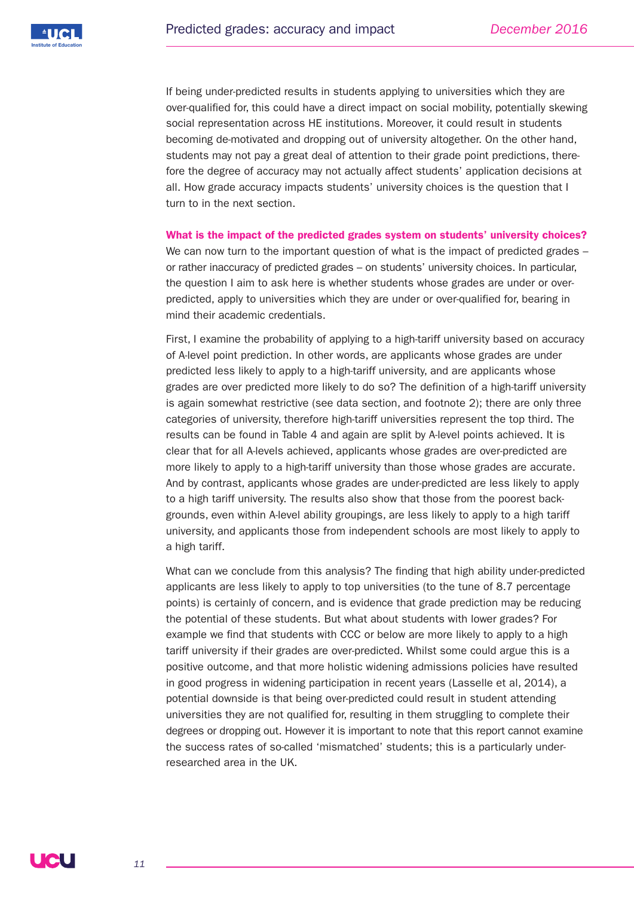If being under-predicted results in students applying to universities which they are over-qualified for, this could have a direct impact on social mobility, potentially skewing social representation across HE institutions. Moreover, it could result in students becoming de-motivated and dropping out of university altogether. On the other hand, students may not pay a great deal of attention to their grade point predictions, therefore the degree of accuracy may not actually affect students' application decisions at all. How grade accuracy impacts students' university choices is the question that I turn to in the next section.

### What is the impact of the predicted grades system on students' university choices?

We can now turn to the important question of what is the impact of predicted grades – or rather inaccuracy of predicted grades – on students' university choices. In particular, the question I aim to ask here is whether students whose grades are under or over-predicted, apply to universities which they are under or over-qualified for, bearing in mind their academic credentials.

First, I examine the probability of applying to a high-tariff university based on accuracy of A-level point prediction. In other words, are applicants whose grades are under predicted less likely to apply to a high-tariff university, and are applicants whose grades are over predicted more likely to do so? The definition of a high-tariff university is again somewhat restrictive (see data section, and footnote 2); there are only three categories of university, therefore high-tariff universities represent the top third. The results can be found in Table 4 and again are split by A-level points achieved. It is clear that for all A-levels achieved, applicants whose grades are over-predicted are more likely to apply to a high-tariff university than those whose grades are accurate. And by contrast, applicants whose grades are under-predicted are less likely to apply to a high tariff university. The results also show that those from the poorest backgrounds, even within A-level ability groupings, are less likely to apply to a high tariff university, and applicants those from independent schools are most likely to apply to a high tariff.

What can we conclude from this analysis? The finding that high ability under-predicted applicants are less likely to apply to top universities (to the tune of 8.7 percentage points) is certainly of concern, and is evidence that grade prediction may be reducing the potential of these students. But what about students with lower grades? For example we find that students with CCC or below are more likely to apply to a high tariff university if their grades are over-predicted. Whilst some could argue this is a positive outcome, and that more holistic widening admissions policies have resulted in good progress in widening participation in recent years (Lasselle et al, 2014), a potential downside is that being over-predicted could result in student attending universities they are not qualified for, resulting in them struggling to complete their degrees or dropping out. However it is important to note that this report cannot examine the success rates of so-called 'mismatched' students; this is a particularly under-researched area in the UK.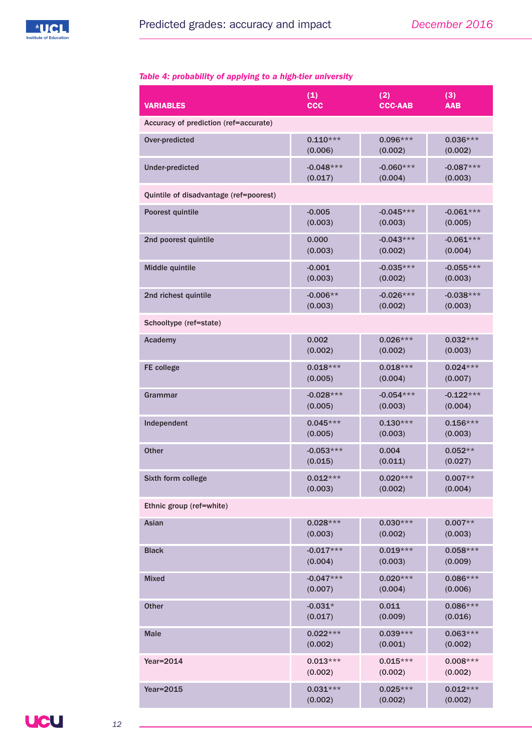*Table 4: probability of applying to a high-tier university*

| VARIABLES | (1) CCC | (2) CCC-AAB | (3) AAB |
|---|---|---|---|
| Accuracy of prediction (ref=accurate) | | | |
| Over-predicted | 0.110*** (0.006) | 0.096*** (0.002) | 0.036*** (0.002) |
| Under-predicted | -0.048*** (0.017) | -0.060*** (0.004) | -0.087*** (0.003) |
| Quintile of disadvantage (ref=poorest) | | | |
| Poorest quintile | -0.005 (0.003) | -0.045*** (0.003) | -0.061*** (0.005) |
| 2nd poorest quintile | 0.000 (0.003) | -0.043*** (0.002) | -0.061*** (0.004) |
| Middle quintile | -0.001 (0.003) | -0.035*** (0.002) | -0.055*** (0.003) |
| 2nd richest quintile | -0.006** (0.003) | -0.026*** (0.002) | -0.038*** (0.003) |
| Schooltype (ref=state) | | | |
| Academy | 0.002 (0.002) | 0.026*** (0.002) | 0.032*** (0.003) |
| FE college | 0.018*** (0.005) | 0.018*** (0.004) | 0.024*** (0.007) |
| Grammar | -0.028*** (0.005) | -0.054*** (0.003) | -0.122*** (0.004) |
| Independent | 0.045*** (0.005) | 0.130*** (0.003) | 0.156*** (0.003) |
| Other | -0.053*** (0.015) | 0.004 (0.011) | 0.052** (0.027) |
| Sixth form college | 0.012*** (0.003) | 0.020*** (0.002) | 0.007** (0.004) |
| Ethnic group (ref=white) | | | |
| Asian | 0.028*** (0.003) | 0.030*** (0.002) | 0.007** (0.003) |
| Black | -0.017*** (0.004) | 0.019*** (0.003) | 0.058*** (0.009) |
| Mixed | -0.047*** (0.007) | 0.020*** (0.004) | 0.086*** (0.006) |
| Other | -0.031* (0.017) | 0.011 (0.009) | 0.086*** (0.016) |
| Male | 0.022*** (0.002) | 0.039*** (0.001) | 0.063*** (0.002) |
| Year=2014 | 0.013*** (0.002) | 0.015*** (0.002) | 0.008*** (0.002) |
| Year=2015 | 0.031*** (0.002) | 0.025*** (0.002) | 0.012*** (0.002) |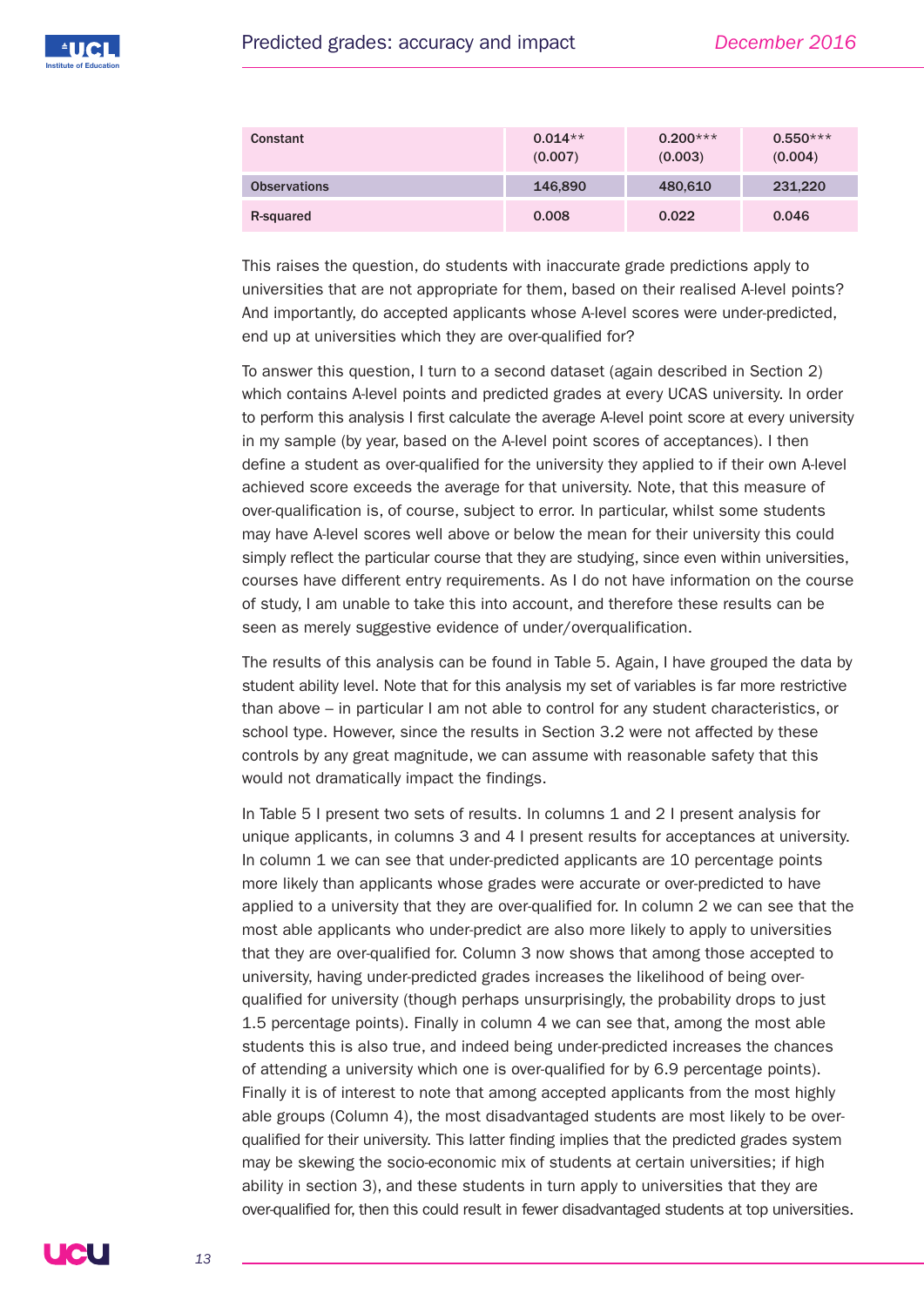| Constant | 0.014** (0.007) | 0.200*** (0.003) | 0.550*** (0.004) |
|---|---|---|---|
| Observations | 146,890 | 480,610 | 231,220 |
| R-squared | 0.008 | 0.022 | 0.046 |

This raises the question, do students with inaccurate grade predictions apply to universities that are not appropriate for them, based on their realised A-level points? And importantly, do accepted applicants whose A-level scores were under-predicted, end up at universities which they are over-qualified for?

To answer this question, I turn to a second dataset (again described in Section 2) which contains A-level points and predicted grades at every UCAS university. In order to perform this analysis I first calculate the average A-level point score at every university in my sample (by year, based on the A-level point scores of acceptances). I then define a student as over-qualified for the university they applied to if their own A-level achieved score exceeds the average for that university. Note, that this measure of over-qualification is, of course, subject to error. In particular, whilst some students may have A-level scores well above or below the mean for their university this could simply reflect the particular course that they are studying, since even within universities, courses have different entry requirements. As I do not have information on the course of study, I am unable to take this into account, and therefore these results can be seen as merely suggestive evidence of under/overqualification.

The results of this analysis can be found in Table 5. Again, I have grouped the data by student ability level. Note that for this analysis my set of variables is far more restrictive than above – in particular I am not able to control for any student characteristics, or school type. However, since the results in Section 3.2 were not affected by these controls by any great magnitude, we can assume with reasonable safety that this would not dramatically impact the findings.

In Table 5 I present two sets of results. In columns 1 and 2 I present analysis for unique applicants, in columns 3 and 4 I present results for acceptances at university. In column 1 we can see that under-predicted applicants are 10 percentage points more likely than applicants whose grades were accurate or over-predicted to have applied to a university that they are over-qualified for. In column 2 we can see that the most able applicants who under-predict are also more likely to apply to universities that they are over-qualified for. Column 3 now shows that among those accepted to university, having under-predicted grades increases the likelihood of being over-qualified for university (though perhaps unsurprisingly, the probability drops to just 1.5 percentage points). Finally in column 4 we can see that, among the most able students this is also true, and indeed being under-predicted increases the chances of attending a university which one is over-qualified for by 6.9 percentage points). Finally it is of interest to note that among accepted applicants from the most highly able groups (Column 4), the most disadvantaged students are most likely to be over-qualified for their university. This latter finding implies that the predicted grades system may be skewing the socio-economic mix of students at certain universities; if high ability in section 3), and these students in turn apply to universities that they are over-qualified for, then this could result in fewer disadvantaged students at top universities.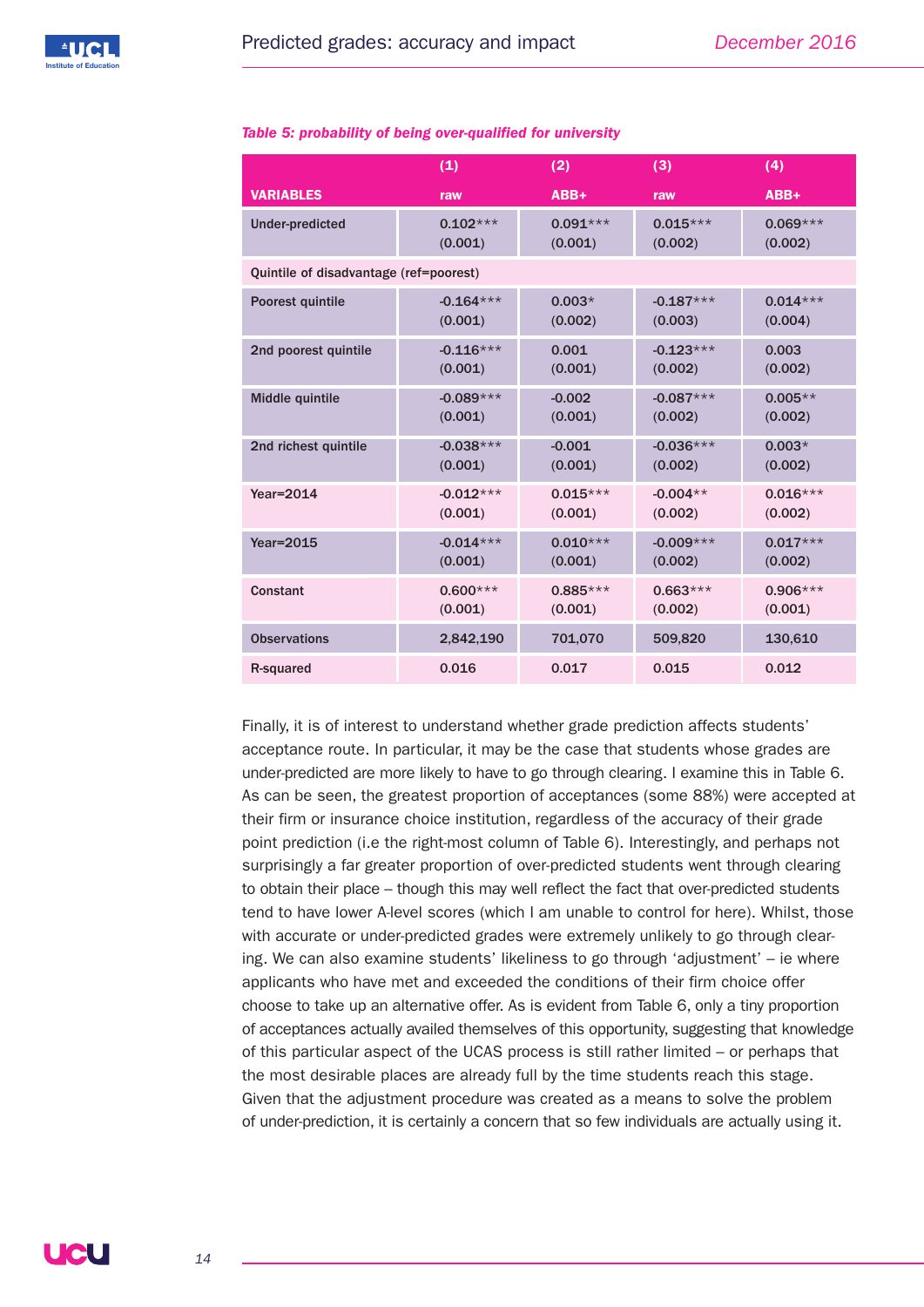*Table 5: probability of being over-qualified for university*

| VARIABLES | (1) raw | (2) ABB+ | (3) raw | (4) ABB+ |
|---|---|---|---|---|
| Under-predicted | 0.102*** (0.001) | 0.091*** (0.001) | 0.015*** (0.002) | 0.069*** (0.002) |
| Quintile of disadvantage (ref=poorest) | | | | |
| Poorest quintile | -0.164*** (0.001) | 0.003* (0.002) | -0.187*** (0.003) | 0.014*** (0.004) |
| 2nd poorest quintile | -0.116*** (0.001) | 0.001 (0.001) | -0.123*** (0.002) | 0.003 (0.002) |
| Middle quintile | -0.089*** (0.001) | -0.002 (0.001) | -0.087*** (0.002) | 0.005** (0.002) |
| 2nd richest quintile | -0.038*** (0.001) | -0.001 (0.001) | -0.036*** (0.002) | 0.003* (0.002) |
| Year=2014 | -0.012*** (0.001) | 0.015*** (0.001) | -0.004** (0.002) | 0.016*** (0.002) |
| Year=2015 | -0.014*** (0.001) | 0.010*** (0.001) | -0.009*** (0.002) | 0.017*** (0.002) |
| Constant | 0.600*** (0.001) | 0.885*** (0.001) | 0.663*** (0.002) | 0.906*** (0.001) |
| Observations | 2,842,190 | 701,070 | 509,820 | 130,610 |
| R-squared | 0.016 | 0.017 | 0.015 | 0.012 |

Finally, it is of interest to understand whether grade prediction affects students' acceptance route. In particular, it may be the case that students whose grades are under-predicted are more likely to have to go through clearing. I examine this in Table 6. As can be seen, the greatest proportion of acceptances (some 88%) were accepted at their firm or insurance choice institution, regardless of the accuracy of their grade point prediction (i.e the right-most column of Table 6). Interestingly, and perhaps not surprisingly a far greater proportion of over-predicted students went through clearing to obtain their place – though this may well reflect the fact that over-predicted students tend to have lower A-level scores (which I am unable to control for here). Whilst, those with accurate or under-predicted grades were extremely unlikely to go through clearing. We can also examine students' likeliness to go through 'adjustment' – ie where applicants who have met and exceeded the conditions of their firm choice offer choose to take up an alternative offer. As is evident from Table 6, only a tiny proportion of acceptances actually availed themselves of this opportunity, suggesting that knowledge of this particular aspect of the UCAS process is still rather limited – or perhaps that the most desirable places are already full by the time students reach this stage. Given that the adjustment procedure was created as a means to solve the problem of under-prediction, it is certainly a concern that so few individuals are actually using it.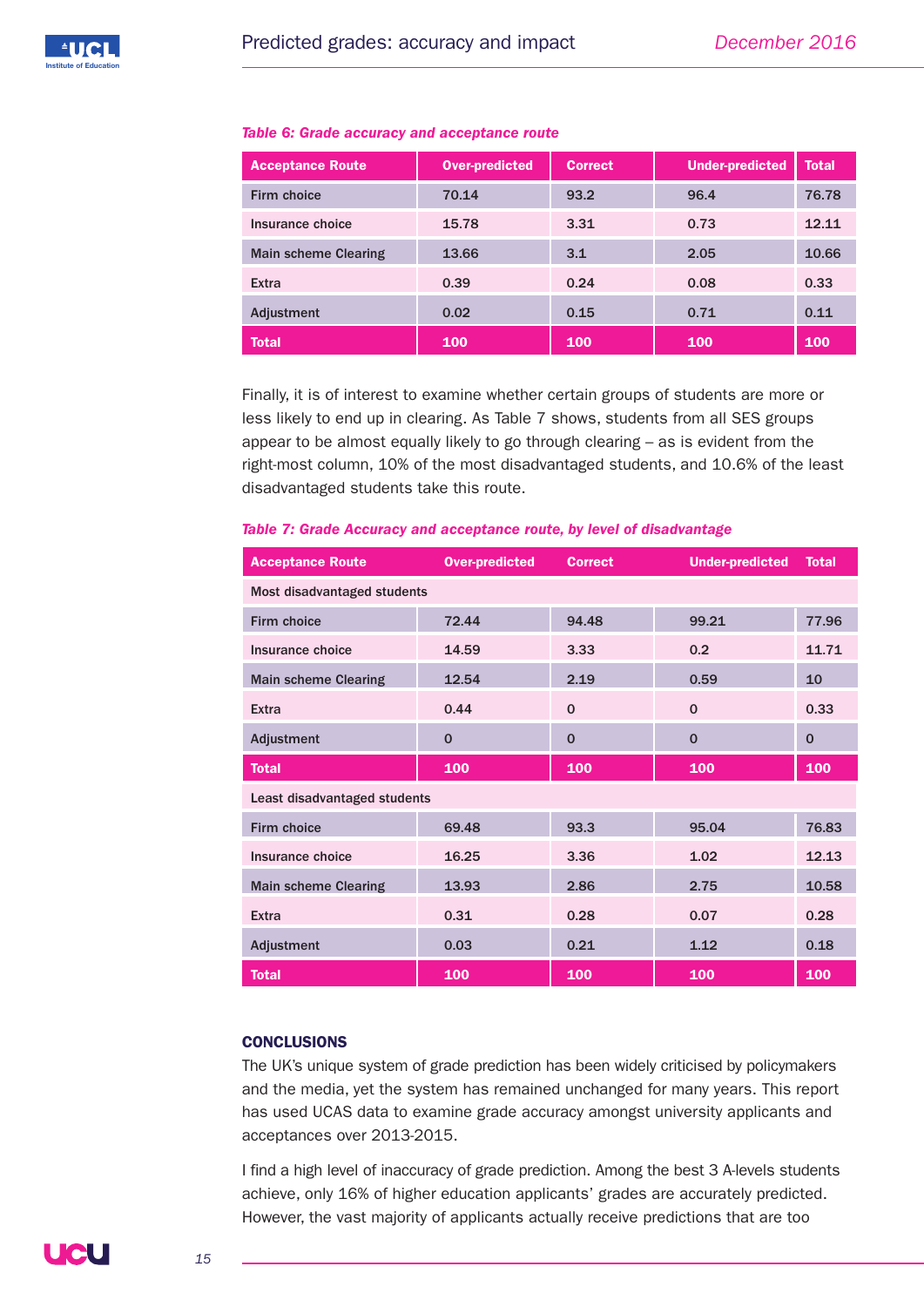*Table 6: Grade accuracy and acceptance route*

| Acceptance Route | Over-predicted | Correct | Under-predicted | Total |
|---|---|---|---|---|
| Firm choice | 70.14 | 93.2 | 96.4 | 76.78 |
| Insurance choice | 15.78 | 3.31 | 0.73 | 12.11 |
| Main scheme Clearing | 13.66 | 3.1 | 2.05 | 10.66 |
| Extra | 0.39 | 0.24 | 0.08 | 0.33 |
| Adjustment | 0.02 | 0.15 | 0.71 | 0.11 |
| **Total** | **100** | **100** | **100** | **100** |

Finally, it is of interest to examine whether certain groups of students are more or less likely to end up in clearing. As Table 7 shows, students from all SES groups appear to be almost equally likely to go through clearing – as is evident from the right-most column, 10% of the most disadvantaged students, and 10.6% of the least disadvantaged students take this route.

*Table 7: Grade Accuracy and acceptance route, by level of disadvantage*

| Acceptance Route | Over-predicted | Correct | Under-predicted | Total |
|---|---|---|---|---|
| Most disadvantaged students | | | | |
| Firm choice | 72.44 | 94.48 | 99.21 | 77.96 |
| Insurance choice | 14.59 | 3.33 | 0.2 | 11.71 |
| Main scheme Clearing | 12.54 | 2.19 | 0.59 | 10 |
| Extra | 0.44 | 0 | 0 | 0.33 |
| Adjustment | 0 | 0 | 0 | 0 |
| **Total** | **100** | **100** | **100** | **100** |
| Least disadvantaged students | | | | |
| Firm choice | 69.48 | 93.3 | 95.04 | 76.83 |
| Insurance choice | 16.25 | 3.36 | 1.02 | 12.13 |
| Main scheme Clearing | 13.93 | 2.86 | 2.75 | 10.58 |
| Extra | 0.31 | 0.28 | 0.07 | 0.28 |
| Adjustment | 0.03 | 0.21 | 1.12 | 0.18 |
| **Total** | **100** | **100** | **100** | **100** |

## CONCLUSIONS

The UK's unique system of grade prediction has been widely criticised by policymakers and the media, yet the system has remained unchanged for many years. This report has used UCAS data to examine grade accuracy amongst university applicants and acceptances over 2013-2015.

I find a high level of inaccuracy of grade prediction. Among the best 3 A-levels students achieve, only 16% of higher education applicants' grades are accurately predicted. However, the vast majority of applicants actually receive predictions that are too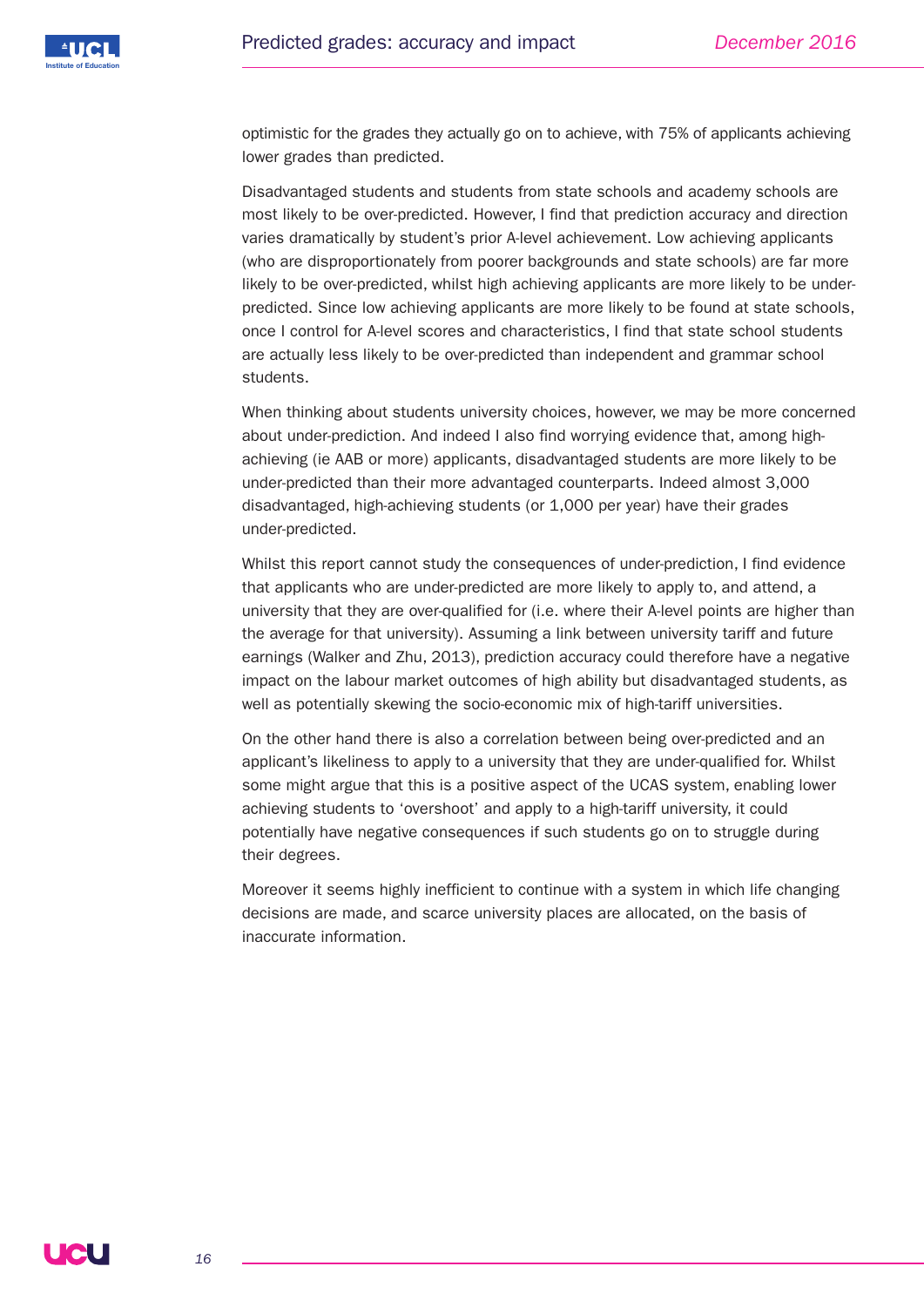optimistic for the grades they actually go on to achieve, with 75% of applicants achieving lower grades than predicted.

Disadvantaged students and students from state schools and academy schools are most likely to be over-predicted. However, I find that prediction accuracy and direction varies dramatically by student's prior A-level achievement. Low achieving applicants (who are disproportionately from poorer backgrounds and state schools) are far more likely to be over-predicted, whilst high achieving applicants are more likely to be under-predicted. Since low achieving applicants are more likely to be found at state schools, once I control for A-level scores and characteristics, I find that state school students are actually less likely to be over-predicted than independent and grammar school students.

When thinking about students university choices, however, we may be more concerned about under-prediction. And indeed I also find worrying evidence that, among high-achieving (ie AAB or more) applicants, disadvantaged students are more likely to be under-predicted than their more advantaged counterparts. Indeed almost 3,000 disadvantaged, high-achieving students (or 1,000 per year) have their grades under-predicted.

Whilst this report cannot study the consequences of under-prediction, I find evidence that applicants who are under-predicted are more likely to apply to, and attend, a university that they are over-qualified for (i.e. where their A-level points are higher than the average for that university). Assuming a link between university tariff and future earnings (Walker and Zhu, 2013), prediction accuracy could therefore have a negative impact on the labour market outcomes of high ability but disadvantaged students, as well as potentially skewing the socio-economic mix of high-tariff universities.

On the other hand there is also a correlation between being over-predicted and an applicant's likeliness to apply to a university that they are under-qualified for. Whilst some might argue that this is a positive aspect of the UCAS system, enabling lower achieving students to 'overshoot' and apply to a high-tariff university, it could potentially have negative consequences if such students go on to struggle during their degrees.

Moreover it seems highly inefficient to continue with a system in which life changing decisions are made, and scarce university places are allocated, on the basis of inaccurate information.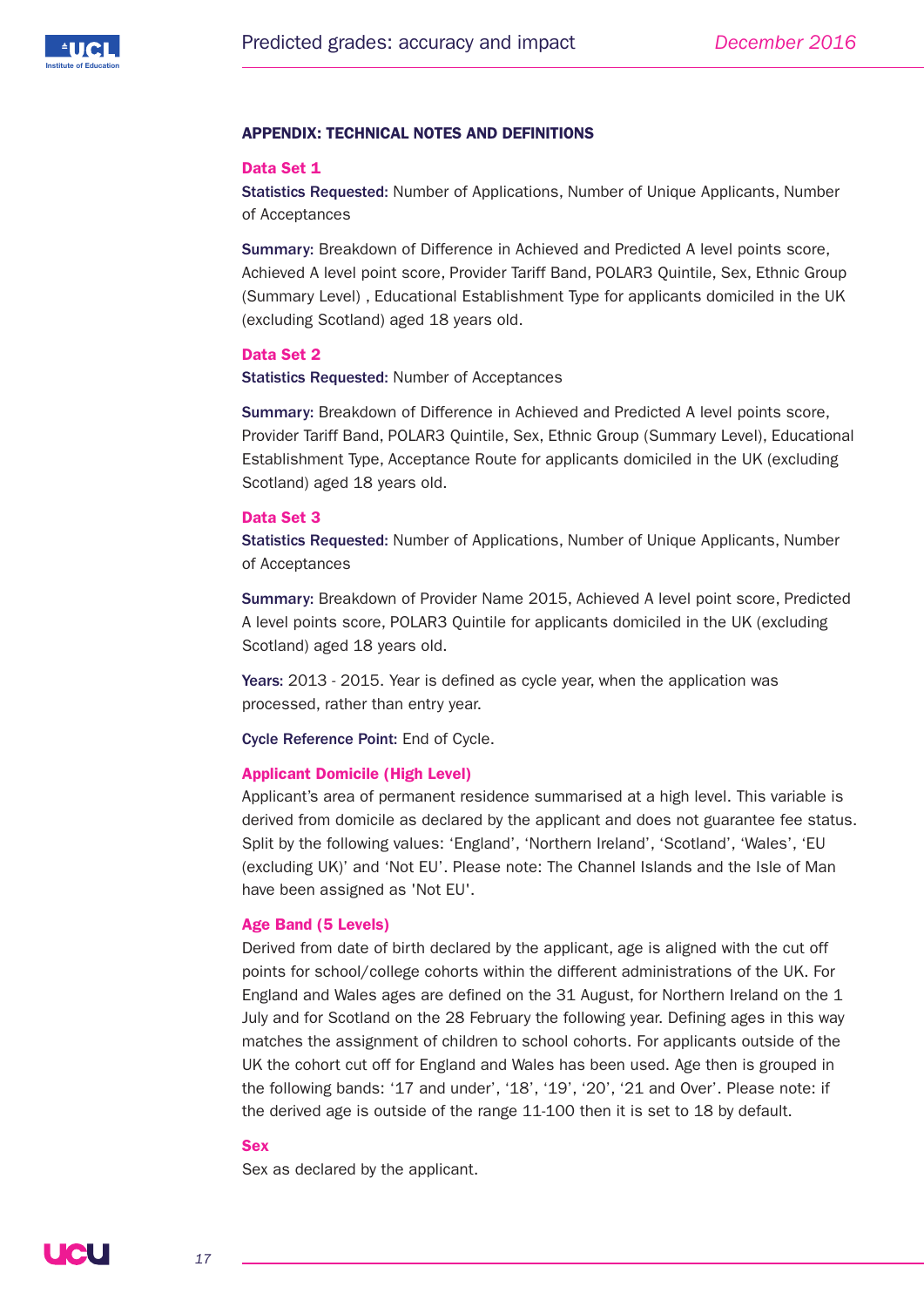## APPENDIX: TECHNICAL NOTES AND DEFINITIONS

### Data Set 1

**Statistics Requested:** Number of Applications, Number of Unique Applicants, Number of Acceptances

**Summary:** Breakdown of Difference in Achieved and Predicted A level points score, Achieved A level point score, Provider Tariff Band, POLAR3 Quintile, Sex, Ethnic Group (Summary Level) , Educational Establishment Type for applicants domiciled in the UK (excluding Scotland) aged 18 years old.

### Data Set 2

**Statistics Requested:** Number of Acceptances

**Summary:** Breakdown of Difference in Achieved and Predicted A level points score, Provider Tariff Band, POLAR3 Quintile, Sex, Ethnic Group (Summary Level), Educational Establishment Type, Acceptance Route for applicants domiciled in the UK (excluding Scotland) aged 18 years old.

### Data Set 3

**Statistics Requested:** Number of Applications, Number of Unique Applicants, Number of Acceptances

**Summary:** Breakdown of Provider Name 2015, Achieved A level point score, Predicted A level points score, POLAR3 Quintile for applicants domiciled in the UK (excluding Scotland) aged 18 years old.

**Years:** 2013 - 2015. Year is defined as cycle year, when the application was processed, rather than entry year.

**Cycle Reference Point:** End of Cycle.

### Applicant Domicile (High Level)

Applicant's area of permanent residence summarised at a high level. This variable is derived from domicile as declared by the applicant and does not guarantee fee status. Split by the following values: 'England', 'Northern Ireland', 'Scotland', 'Wales', 'EU (excluding UK)' and 'Not EU'. Please note: The Channel Islands and the Isle of Man have been assigned as 'Not EU'.

### Age Band (5 Levels)

Derived from date of birth declared by the applicant, age is aligned with the cut off points for school/college cohorts within the different administrations of the UK. For England and Wales ages are defined on the 31 August, for Northern Ireland on the 1 July and for Scotland on the 28 February the following year. Defining ages in this way matches the assignment of children to school cohorts. For applicants outside of the UK the cohort cut off for England and Wales has been used. Age then is grouped in the following bands: '17 and under', '18', '19', '20', '21 and Over'. Please note: if the derived age is outside of the range 11-100 then it is set to 18 by default.

### Sex

Sex as declared by the applicant.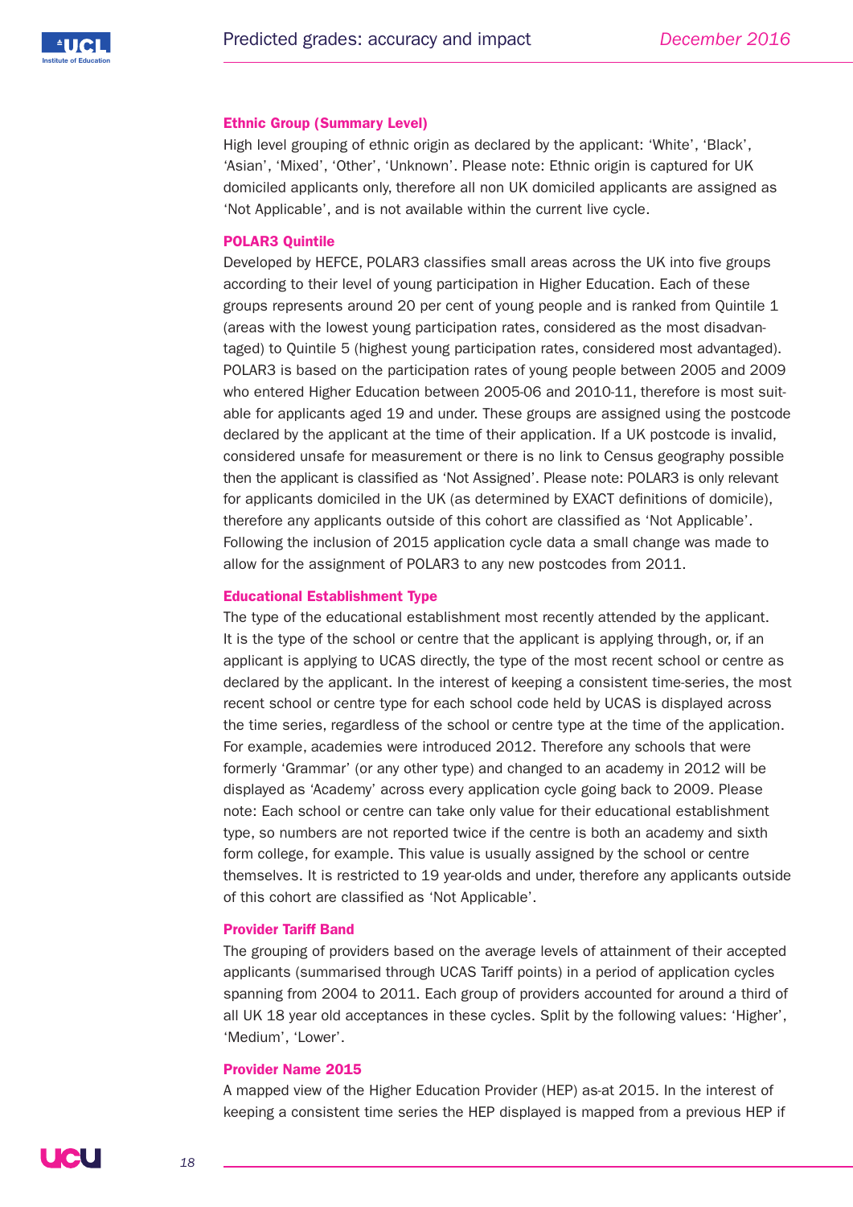### Ethnic Group (Summary Level)

High level grouping of ethnic origin as declared by the applicant: 'White', 'Black', 'Asian', 'Mixed', 'Other', 'Unknown'. Please note: Ethnic origin is captured for UK domiciled applicants only, therefore all non UK domiciled applicants are assigned as 'Not Applicable', and is not available within the current live cycle.

### POLAR3 Quintile

Developed by HEFCE, POLAR3 classifies small areas across the UK into five groups according to their level of young participation in Higher Education. Each of these groups represents around 20 per cent of young people and is ranked from Quintile 1 (areas with the lowest young participation rates, considered as the most disadvantaged) to Quintile 5 (highest young participation rates, considered most advantaged). POLAR3 is based on the participation rates of young people between 2005 and 2009 who entered Higher Education between 2005-06 and 2010-11, therefore is most suitable for applicants aged 19 and under. These groups are assigned using the postcode declared by the applicant at the time of their application. If a UK postcode is invalid, considered unsafe for measurement or there is no link to Census geography possible then the applicant is classified as 'Not Assigned'. Please note: POLAR3 is only relevant for applicants domiciled in the UK (as determined by EXACT definitions of domicile), therefore any applicants outside of this cohort are classified as 'Not Applicable'. Following the inclusion of 2015 application cycle data a small change was made to allow for the assignment of POLAR3 to any new postcodes from 2011.

### Educational Establishment Type

The type of the educational establishment most recently attended by the applicant. It is the type of the school or centre that the applicant is applying through, or, if an applicant is applying to UCAS directly, the type of the most recent school or centre as declared by the applicant. In the interest of keeping a consistent time-series, the most recent school or centre type for each school code held by UCAS is displayed across the time series, regardless of the school or centre type at the time of the application. For example, academies were introduced 2012. Therefore any schools that were formerly 'Grammar' (or any other type) and changed to an academy in 2012 will be displayed as 'Academy' across every application cycle going back to 2009. Please note: Each school or centre can take only value for their educational establishment type, so numbers are not reported twice if the centre is both an academy and sixth form college, for example. This value is usually assigned by the school or centre themselves. It is restricted to 19 year-olds and under, therefore any applicants outside of this cohort are classified as 'Not Applicable'.

### Provider Tariff Band

The grouping of providers based on the average levels of attainment of their accepted applicants (summarised through UCAS Tariff points) in a period of application cycles spanning from 2004 to 2011. Each group of providers accounted for around a third of all UK 18 year old acceptances in these cycles. Split by the following values: 'Higher', 'Medium', 'Lower'.

### Provider Name 2015

A mapped view of the Higher Education Provider (HEP) as-at 2015. In the interest of keeping a consistent time series the HEP displayed is mapped from a previous HEP if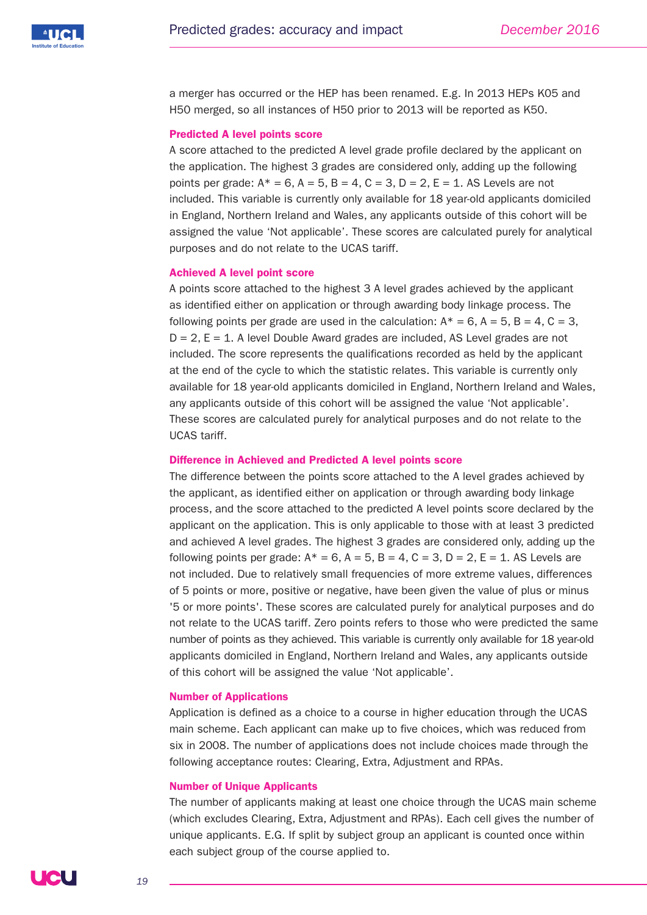a merger has occurred or the HEP has been renamed. E.g. In 2013 HEPs K05 and H50 merged, so all instances of H50 prior to 2013 will be reported as K50.

### Predicted A level points score

A score attached to the predicted A level grade profile declared by the applicant on the application. The highest 3 grades are considered only, adding up the following points per grade: A* = 6, A = 5, B = 4, C = 3, D = 2, E = 1. AS Levels are not included. This variable is currently only available for 18 year-old applicants domiciled in England, Northern Ireland and Wales, any applicants outside of this cohort will be assigned the value 'Not applicable'. These scores are calculated purely for analytical purposes and do not relate to the UCAS tariff.

### Achieved A level point score

A points score attached to the highest 3 A level grades achieved by the applicant as identified either on application or through awarding body linkage process. The following points per grade are used in the calculation: A* = 6, A = 5, B = 4, C = 3, D = 2, E = 1. A level Double Award grades are included, AS Level grades are not included. The score represents the qualifications recorded as held by the applicant at the end of the cycle to which the statistic relates. This variable is currently only available for 18 year-old applicants domiciled in England, Northern Ireland and Wales, any applicants outside of this cohort will be assigned the value 'Not applicable'. These scores are calculated purely for analytical purposes and do not relate to the UCAS tariff.

### Difference in Achieved and Predicted A level points score

The difference between the points score attached to the A level grades achieved by the applicant, as identified either on application or through awarding body linkage process, and the score attached to the predicted A level points score declared by the applicant on the application. This is only applicable to those with at least 3 predicted and achieved A level grades. The highest 3 grades are considered only, adding up the following points per grade: A* = 6, A = 5, B = 4, C = 3, D = 2, E = 1. AS Levels are not included. Due to relatively small frequencies of more extreme values, differences of 5 points or more, positive or negative, have been given the value of plus or minus '5 or more points'. These scores are calculated purely for analytical purposes and do not relate to the UCAS tariff. Zero points refers to those who were predicted the same number of points as they achieved. This variable is currently only available for 18 year-old applicants domiciled in England, Northern Ireland and Wales, any applicants outside of this cohort will be assigned the value 'Not applicable'.

### Number of Applications

Application is defined as a choice to a course in higher education through the UCAS main scheme. Each applicant can make up to five choices, which was reduced from six in 2008. The number of applications does not include choices made through the following acceptance routes: Clearing, Extra, Adjustment and RPAs.

### Number of Unique Applicants

The number of applicants making at least one choice through the UCAS main scheme (which excludes Clearing, Extra, Adjustment and RPAs). Each cell gives the number of unique applicants. E.G. If split by subject group an applicant is counted once within each subject group of the course applied to.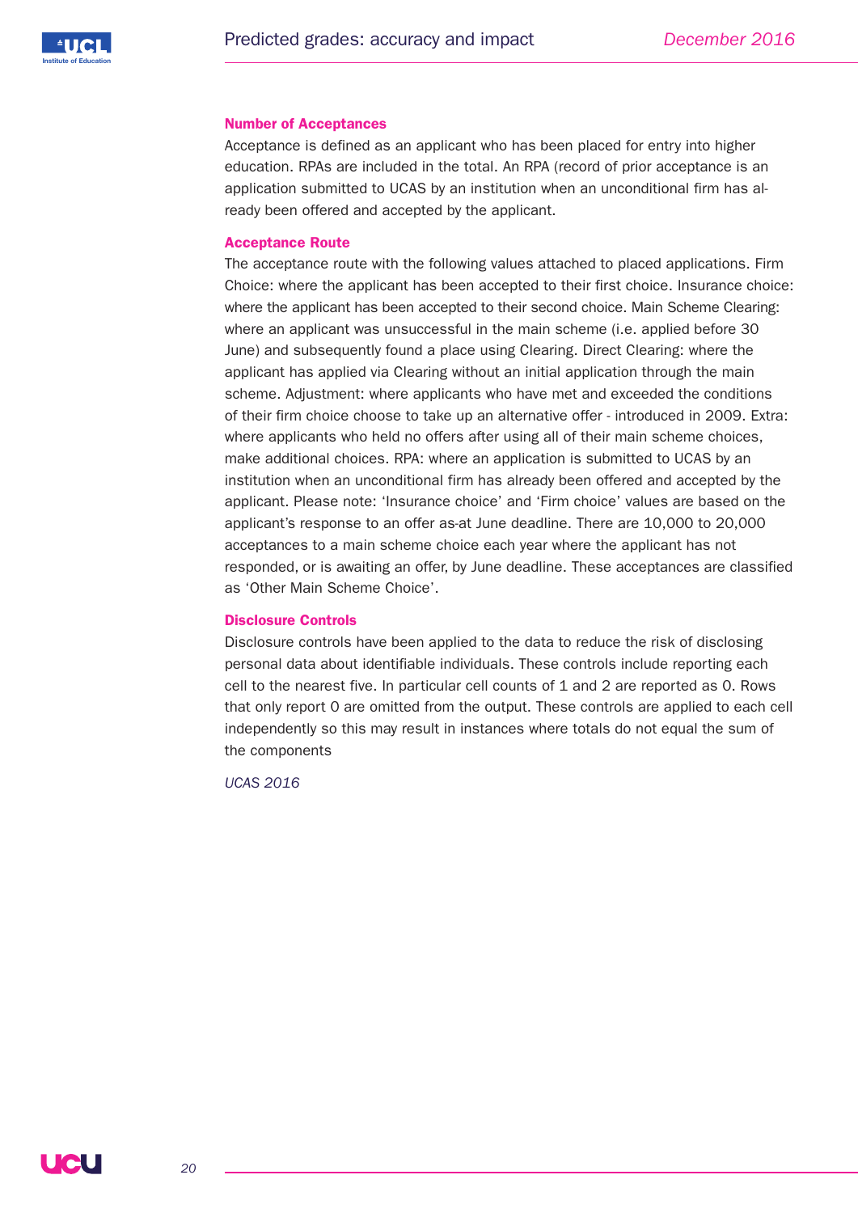### Number of Acceptances

Acceptance is defined as an applicant who has been placed for entry into higher education. RPAs are included in the total. An RPA (record of prior acceptance is an application submitted to UCAS by an institution when an unconditional firm has already been offered and accepted by the applicant.

### Acceptance Route

The acceptance route with the following values attached to placed applications. Firm Choice: where the applicant has been accepted to their first choice. Insurance choice: where the applicant has been accepted to their second choice. Main Scheme Clearing: where an applicant was unsuccessful in the main scheme (i.e. applied before 30 June) and subsequently found a place using Clearing. Direct Clearing: where the applicant has applied via Clearing without an initial application through the main scheme. Adjustment: where applicants who have met and exceeded the conditions of their firm choice choose to take up an alternative offer - introduced in 2009. Extra: where applicants who held no offers after using all of their main scheme choices, make additional choices. RPA: where an application is submitted to UCAS by an institution when an unconditional firm has already been offered and accepted by the applicant. Please note: 'Insurance choice' and 'Firm choice' values are based on the applicant's response to an offer as-at June deadline. There are 10,000 to 20,000 acceptances to a main scheme choice each year where the applicant has not responded, or is awaiting an offer, by June deadline. These acceptances are classified as 'Other Main Scheme Choice'.

### Disclosure Controls

Disclosure controls have been applied to the data to reduce the risk of disclosing personal data about identifiable individuals. These controls include reporting each cell to the nearest five. In particular cell counts of 1 and 2 are reported as 0. Rows that only report 0 are omitted from the output. These controls are applied to each cell independently so this may result in instances where totals do not equal the sum of the components

*UCAS 2016*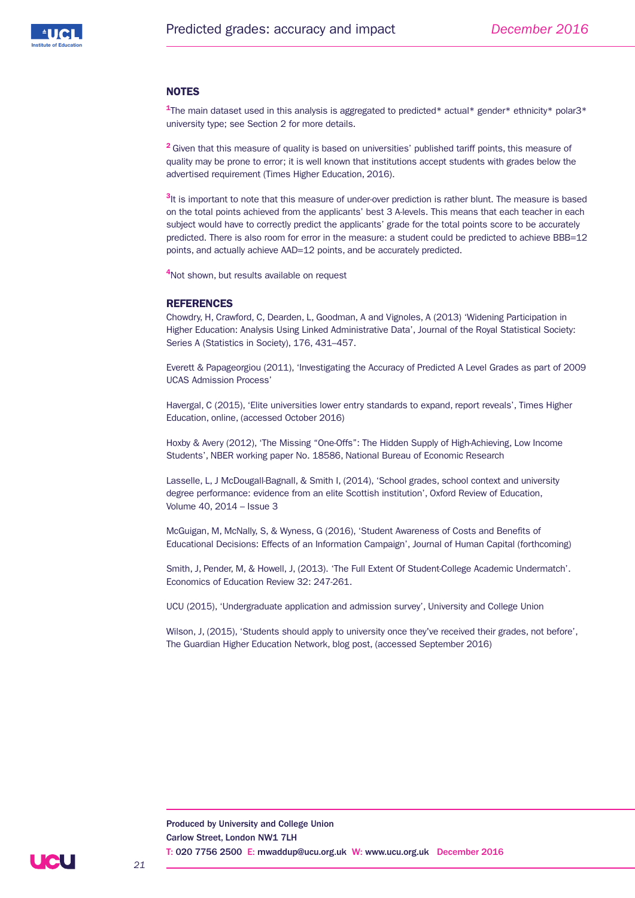## NOTES

[1]The main dataset used in this analysis is aggregated to predicted* actual* gender* ethnicity* polar3* university type; see Section 2 for more details.

[2] Given that this measure of quality is based on universities' published tariff points, this measure of quality may be prone to error; it is well known that institutions accept students with grades below the advertised requirement (Times Higher Education, 2016).

[3]It is important to note that this measure of under-over prediction is rather blunt. The measure is based on the total points achieved from the applicants' best 3 A-levels. This means that each teacher in each subject would have to correctly predict the applicants' grade for the total points score to be accurately predicted. There is also room for error in the measure: a student could be predicted to achieve BBB=12 points, and actually achieve AAD=12 points, and be accurately predicted.

[4]Not shown, but results available on request

## REFERENCES

Chowdry, H, Crawford, C, Dearden, L, Goodman, A and Vignoles, A (2013) 'Widening Participation in Higher Education: Analysis Using Linked Administrative Data', Journal of the Royal Statistical Society: Series A (Statistics in Society), 176, 431–457.

Everett & Papageorgiou (2011), 'Investigating the Accuracy of Predicted A Level Grades as part of 2009 UCAS Admission Process'

Havergal, C (2015), 'Elite universities lower entry standards to expand, report reveals', Times Higher Education, online, (accessed October 2016)

Hoxby & Avery (2012), 'The Missing "One-Offs": The Hidden Supply of High-Achieving, Low Income Students', NBER working paper No. 18586, National Bureau of Economic Research

Lasselle, L, J McDougall-Bagnall, & Smith I, (2014), 'School grades, school context and university degree performance: evidence from an elite Scottish institution', Oxford Review of Education, Volume 40, 2014 – Issue 3

McGuigan, M, McNally, S, & Wyness, G (2016), 'Student Awareness of Costs and Benefits of Educational Decisions: Effects of an Information Campaign', Journal of Human Capital (forthcoming)

Smith, J, Pender, M, & Howell, J, (2013). 'The Full Extent Of Student-College Academic Undermatch'. Economics of Education Review 32: 247-261.

UCU (2015), 'Undergraduate application and admission survey', University and College Union

Wilson, J, (2015), 'Students should apply to university once they've received their grades, not before', The Guardian Higher Education Network, blog post, (accessed September 2016)

**Produced by University and College Union**
**Carlow Street, London NW1 7LH**
**T: 020 7756 2500 E: mwaddup@ucu.org.uk W: www.ucu.org.uk December 2016**